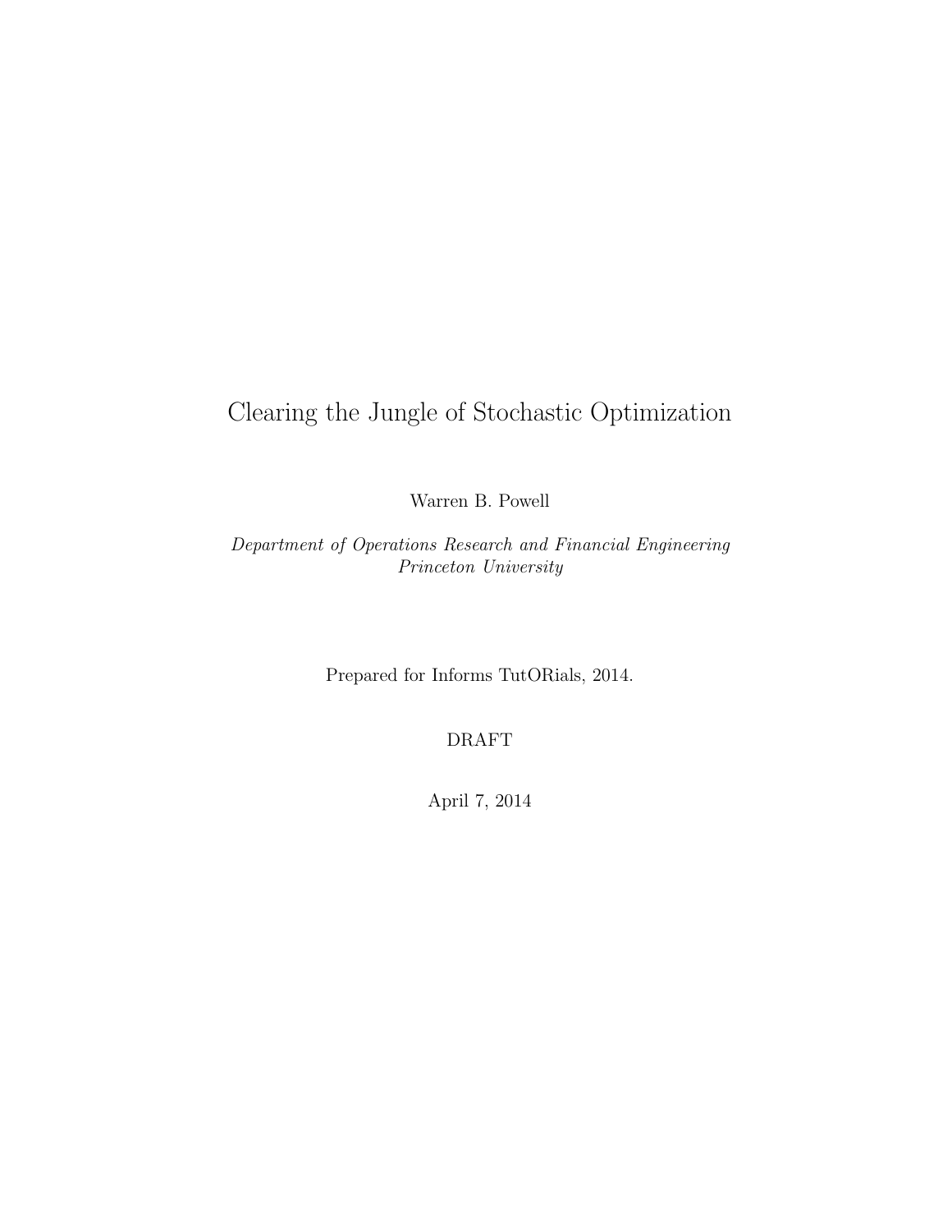# Clearing the Jungle of Stochastic Optimization

Warren B. Powell

*Department of Operations Research and Financial Engineering*
*Princeton University*

Prepared for Informs TutORials, 2014.

DRAFT

April 7, 2014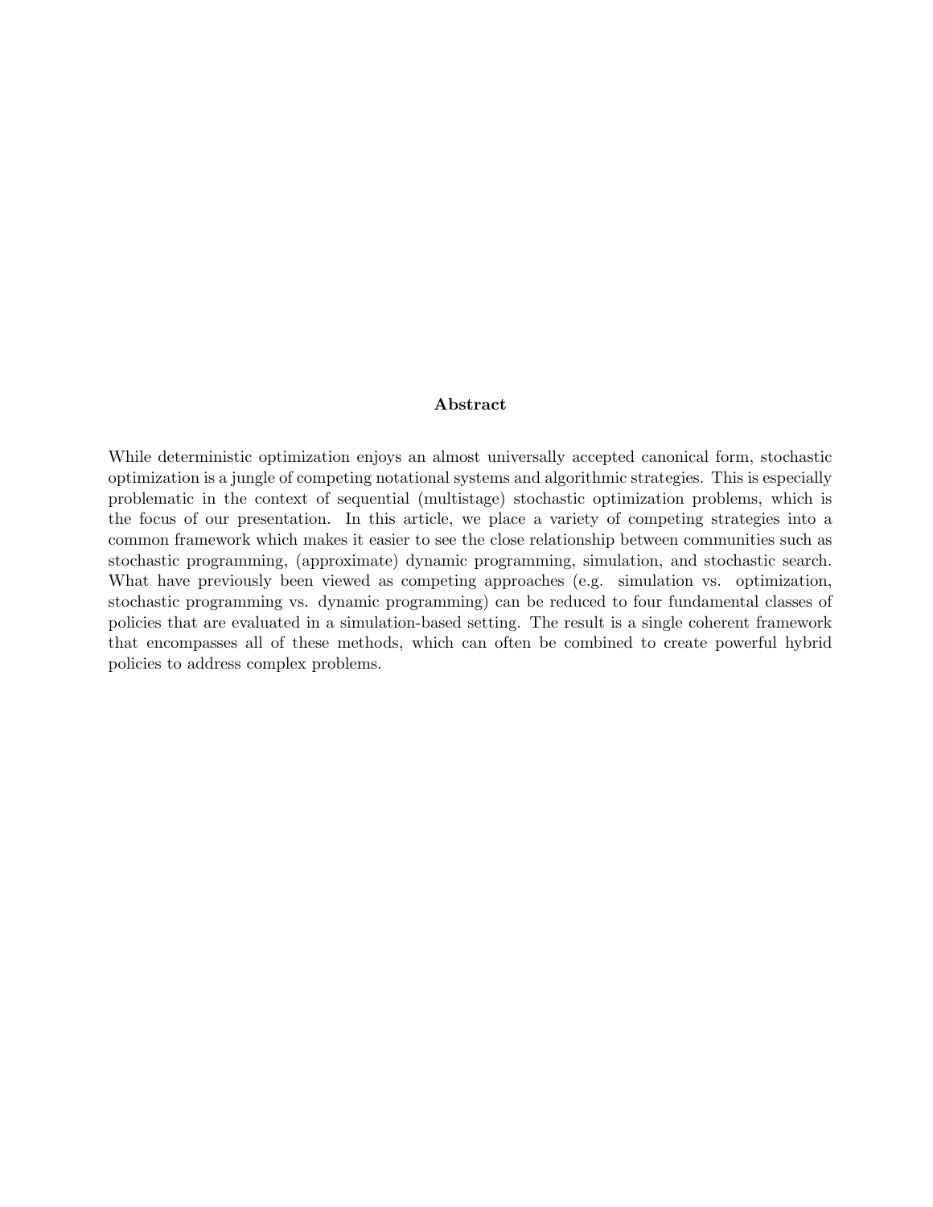## Abstract

While deterministic optimization enjoys an almost universally accepted canonical form, stochastic optimization is a jungle of competing notational systems and algorithmic strategies. This is especially problematic in the context of sequential (multistage) stochastic optimization problems, which is the focus of our presentation. In this article, we place a variety of competing strategies into a common framework which makes it easier to see the close relationship between communities such as stochastic programming, (approximate) dynamic programming, simulation, and stochastic search. What have previously been viewed as competing approaches (e.g. simulation vs. optimization, stochastic programming vs. dynamic programming) can be reduced to four fundamental classes of policies that are evaluated in a simulation-based setting. The result is a single coherent framework that encompasses all of these methods, which can often be combined to create powerful hybrid policies to address complex problems.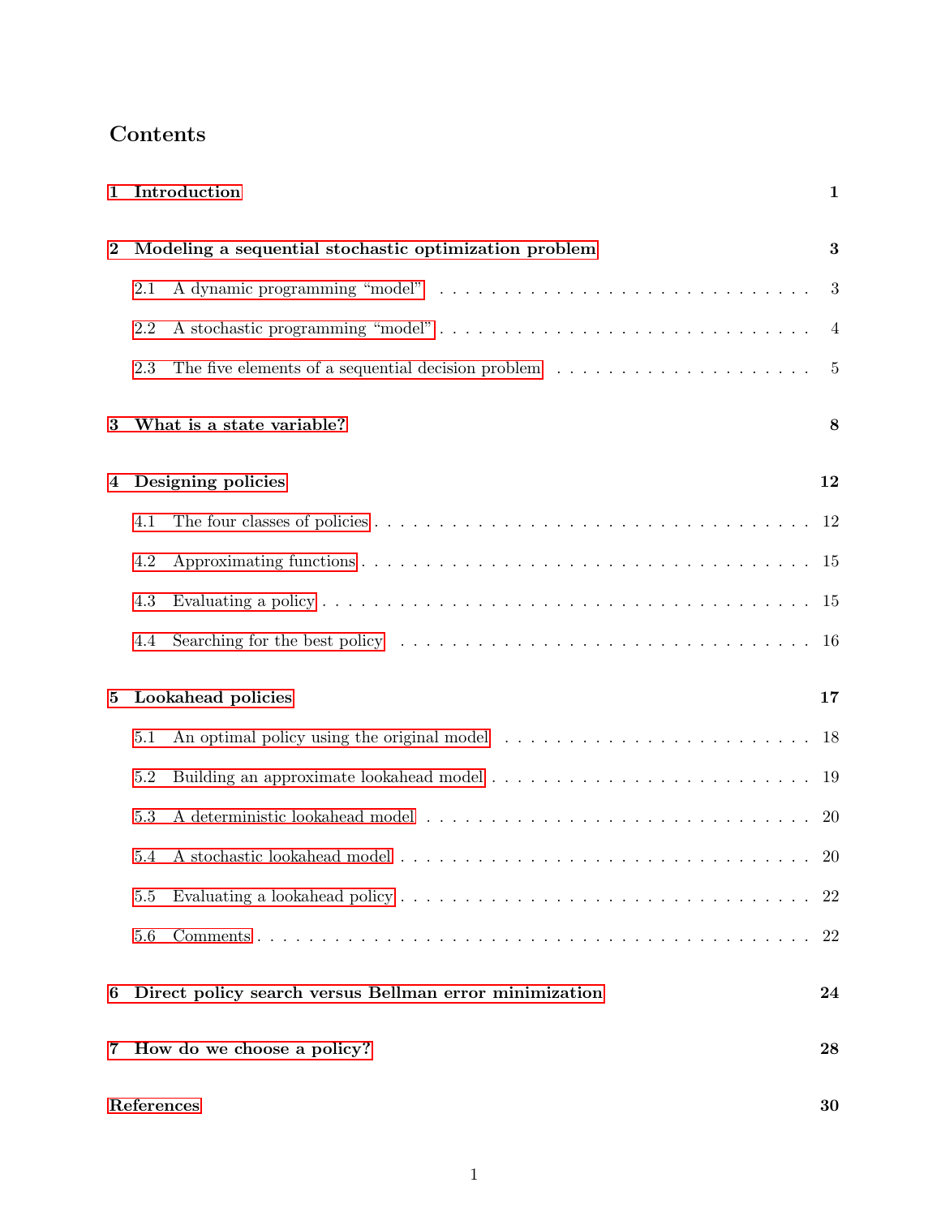# Contents

**1 Introduction** **1**

**2 Modeling a sequential stochastic optimization problem** **3**

- 2.1 A dynamic programming "model" . . . 3
- 2.2 A stochastic programming "model" . . . 4
- 2.3 The five elements of a sequential decision problem . . . 5

**3 What is a state variable?** **8**

**4 Designing policies** **12**

- 4.1 The four classes of policies . . . 12
- 4.2 Approximating functions . . . 15
- 4.3 Evaluating a policy . . . 15
- 4.4 Searching for the best policy . . . 16

**5 Lookahead policies** **17**

- 5.1 An optimal policy using the original model . . . 18
- 5.2 Building an approximate lookahead model . . . 19
- 5.3 A deterministic lookahead model . . . 20
- 5.4 A stochastic lookahead model . . . 20
- 5.5 Evaluating a lookahead policy . . . 22
- 5.6 Comments . . . 22

**6 Direct policy search versus Bellman error minimization** **24**

**7 How do we choose a policy?** **28**

**References** **30**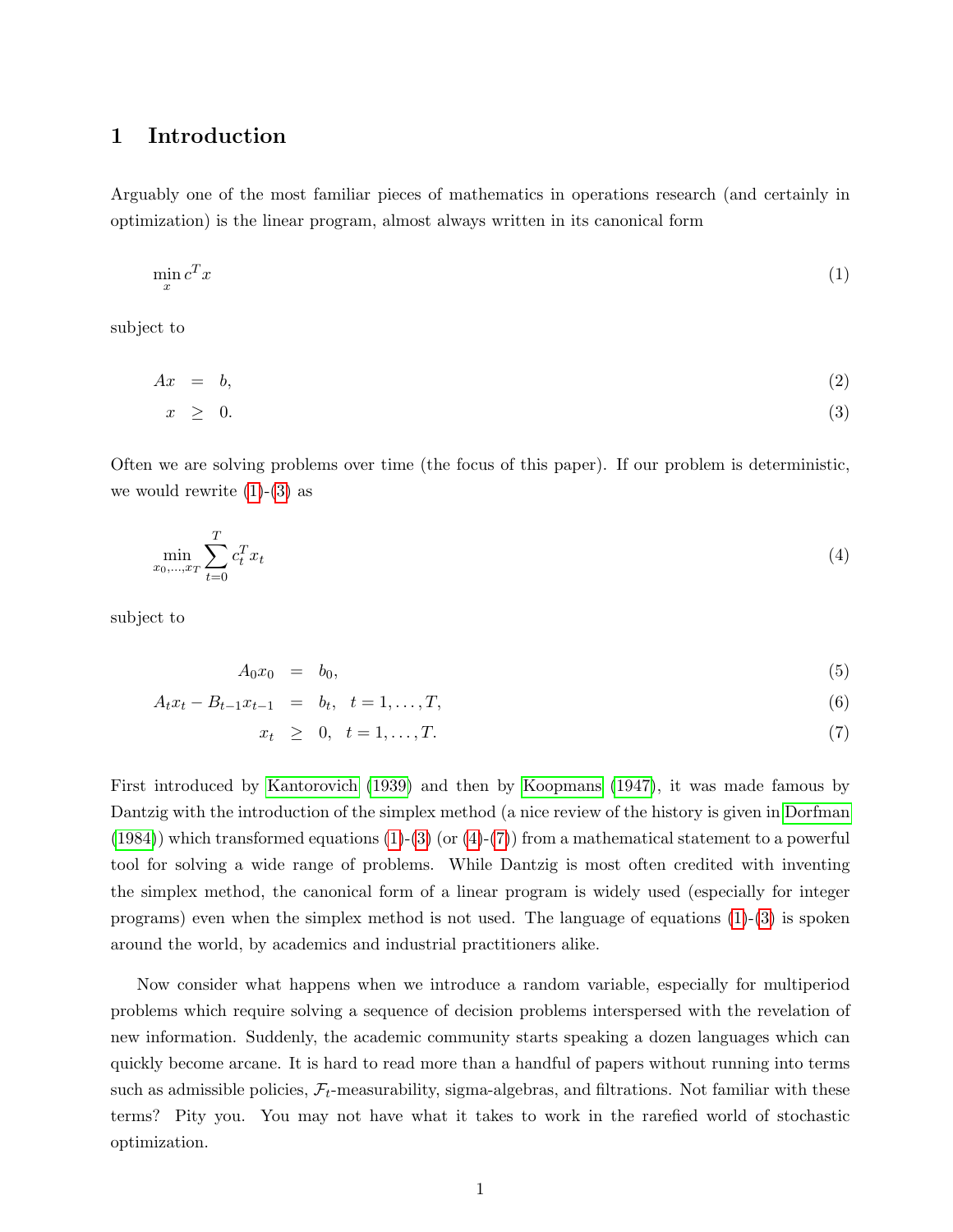# 1 Introduction

Arguably one of the most familiar pieces of mathematics in operations research (and certainly in optimization) is the linear program, almost always written in its canonical form

$$\min_x c^T x \tag{1}$$

subject to

$$Ax = b, \tag{2}$$

$$x \geq 0. \tag{3}$$

Often we are solving problems over time (the focus of this paper). If our problem is deterministic, we would rewrite (1)-(3) as

$$\min_{x_0,\ldots,x_T} \sum_{t=0}^{T} c_t^T x_t \tag{4}$$

subject to

$$A_0 x_0 = b_0, \tag{5}$$

$$A_t x_t - B_{t-1} x_{t-1} = b_t, \quad t = 1, \ldots, T, \tag{6}$$

$$x_t \geq 0, \quad t = 1, \ldots, T. \tag{7}$$

First introduced by Kantorovich (1939) and then by Koopmans (1947), it was made famous by Dantzig with the introduction of the simplex method (a nice review of the history is given in Dorfman (1984)) which transformed equations (1)-(3) (or (4)-(7)) from a mathematical statement to a powerful tool for solving a wide range of problems. While Dantzig is most often credited with inventing the simplex method, the canonical form of a linear program is widely used (especially for integer programs) even when the simplex method is not used. The language of equations (1)-(3) is spoken around the world, by academics and industrial practitioners alike.

Now consider what happens when we introduce a random variable, especially for multiperiod problems which require solving a sequence of decision problems interspersed with the revelation of new information. Suddenly, the academic community starts speaking a dozen languages which can quickly become arcane. It is hard to read more than a handful of papers without running into terms such as admissible policies, $\mathcal{F}_t$-measurability, sigma-algebras, and filtrations. Not familiar with these terms? Pity you. You may not have what it takes to work in the rarefied world of stochastic optimization.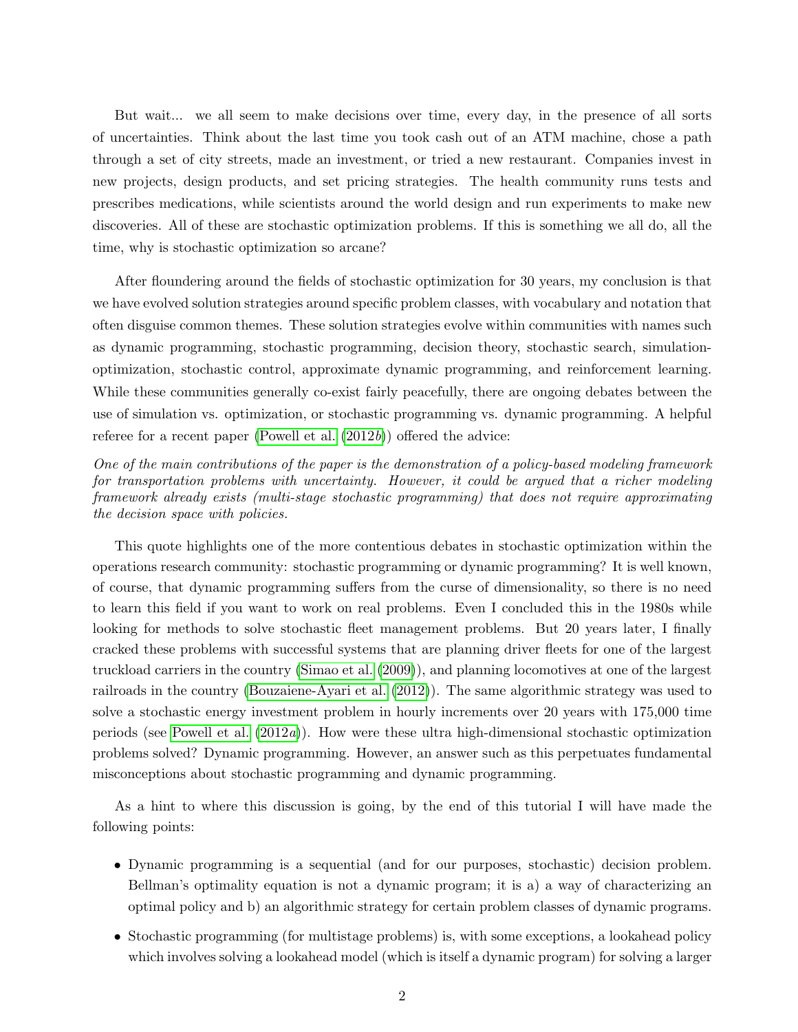But wait... we all seem to make decisions over time, every day, in the presence of all sorts of uncertainties. Think about the last time you took cash out of an ATM machine, chose a path through a set of city streets, made an investment, or tried a new restaurant. Companies invest in new projects, design products, and set pricing strategies. The health community runs tests and prescribes medications, while scientists around the world design and run experiments to make new discoveries. All of these are stochastic optimization problems. If this is something we all do, all the time, why is stochastic optimization so arcane?

After floundering around the fields of stochastic optimization for 30 years, my conclusion is that we have evolved solution strategies around specific problem classes, with vocabulary and notation that often disguise common themes. These solution strategies evolve within communities with names such as dynamic programming, stochastic programming, decision theory, stochastic search, simulation-optimization, stochastic control, approximate dynamic programming, and reinforcement learning. While these communities generally co-exist fairly peacefully, there are ongoing debates between the use of simulation vs. optimization, or stochastic programming vs. dynamic programming. A helpful referee for a recent paper (Powell et al. (2012*b*)) offered the advice:

*One of the main contributions of the paper is the demonstration of a policy-based modeling framework for transportation problems with uncertainty. However, it could be argued that a richer modeling framework already exists (multi-stage stochastic programming) that does not require approximating the decision space with policies.*

This quote highlights one of the more contentious debates in stochastic optimization within the operations research community: stochastic programming or dynamic programming? It is well known, of course, that dynamic programming suffers from the curse of dimensionality, so there is no need to learn this field if you want to work on real problems. Even I concluded this in the 1980s while looking for methods to solve stochastic fleet management problems. But 20 years later, I finally cracked these problems with successful systems that are planning driver fleets for one of the largest truckload carriers in the country (Simao et al. (2009)), and planning locomotives at one of the largest railroads in the country (Bouzaiene-Ayari et al. (2012)). The same algorithmic strategy was used to solve a stochastic energy investment problem in hourly increments over 20 years with 175,000 time periods (see Powell et al. (2012*a*)). How were these ultra high-dimensional stochastic optimization problems solved? Dynamic programming. However, an answer such as this perpetuates fundamental misconceptions about stochastic programming and dynamic programming.

As a hint to where this discussion is going, by the end of this tutorial I will have made the following points:

- Dynamic programming is a sequential (and for our purposes, stochastic) decision problem. Bellman's optimality equation is not a dynamic program; it is a) a way of characterizing an optimal policy and b) an algorithmic strategy for certain problem classes of dynamic programs.
- Stochastic programming (for multistage problems) is, with some exceptions, a lookahead policy which involves solving a lookahead model (which is itself a dynamic program) for solving a larger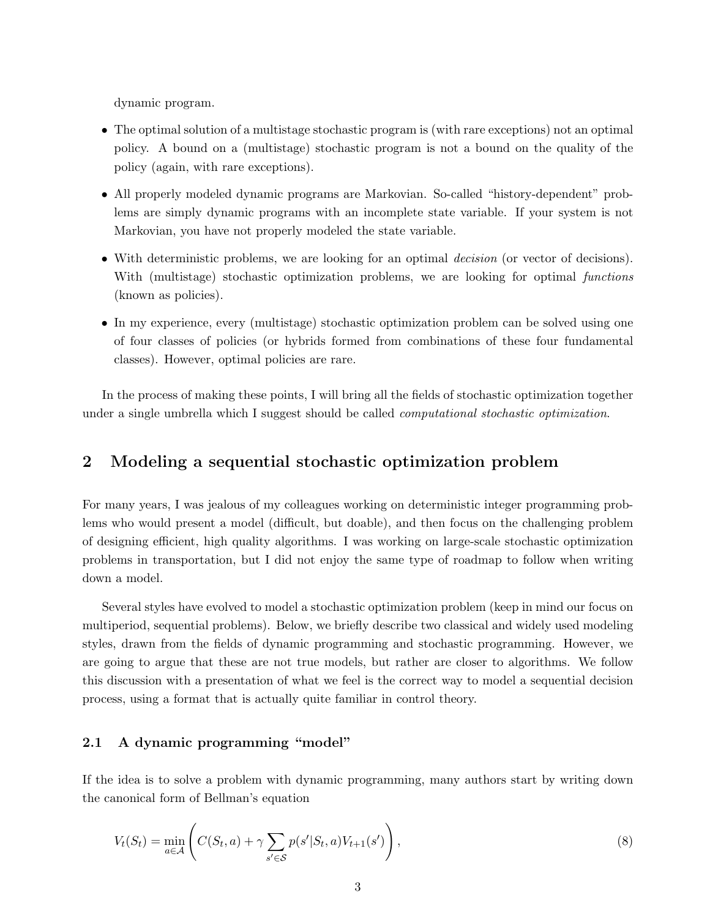dynamic program.

- The optimal solution of a multistage stochastic program is (with rare exceptions) not an optimal policy. A bound on a (multistage) stochastic program is not a bound on the quality of the policy (again, with rare exceptions).
- All properly modeled dynamic programs are Markovian. So-called "history-dependent" problems are simply dynamic programs with an incomplete state variable. If your system is not Markovian, you have not properly modeled the state variable.
- With deterministic problems, we are looking for an optimal *decision* (or vector of decisions). With (multistage) stochastic optimization problems, we are looking for optimal *functions* (known as policies).
- In my experience, every (multistage) stochastic optimization problem can be solved using one of four classes of policies (or hybrids formed from combinations of these four fundamental classes). However, optimal policies are rare.

In the process of making these points, I will bring all the fields of stochastic optimization together under a single umbrella which I suggest should be called *computational stochastic optimization*.

## 2 Modeling a sequential stochastic optimization problem

For many years, I was jealous of my colleagues working on deterministic integer programming problems who would present a model (difficult, but doable), and then focus on the challenging problem of designing efficient, high quality algorithms. I was working on large-scale stochastic optimization problems in transportation, but I did not enjoy the same type of roadmap to follow when writing down a model.

Several styles have evolved to model a stochastic optimization problem (keep in mind our focus on multiperiod, sequential problems). Below, we briefly describe two classical and widely used modeling styles, drawn from the fields of dynamic programming and stochastic programming. However, we are going to argue that these are not true models, but rather are closer to algorithms. We follow this discussion with a presentation of what we feel is the correct way to model a sequential decision process, using a format that is actually quite familiar in control theory.

### 2.1 A dynamic programming "model"

If the idea is to solve a problem with dynamic programming, many authors start by writing down the canonical form of Bellman's equation

$$V_t(S_t) = \min_{a \in \mathcal{A}} \left( C(S_t, a) + \gamma \sum_{s' \in \mathcal{S}} p(s'|S_t, a) V_{t+1}(s') \right), \tag{8}$$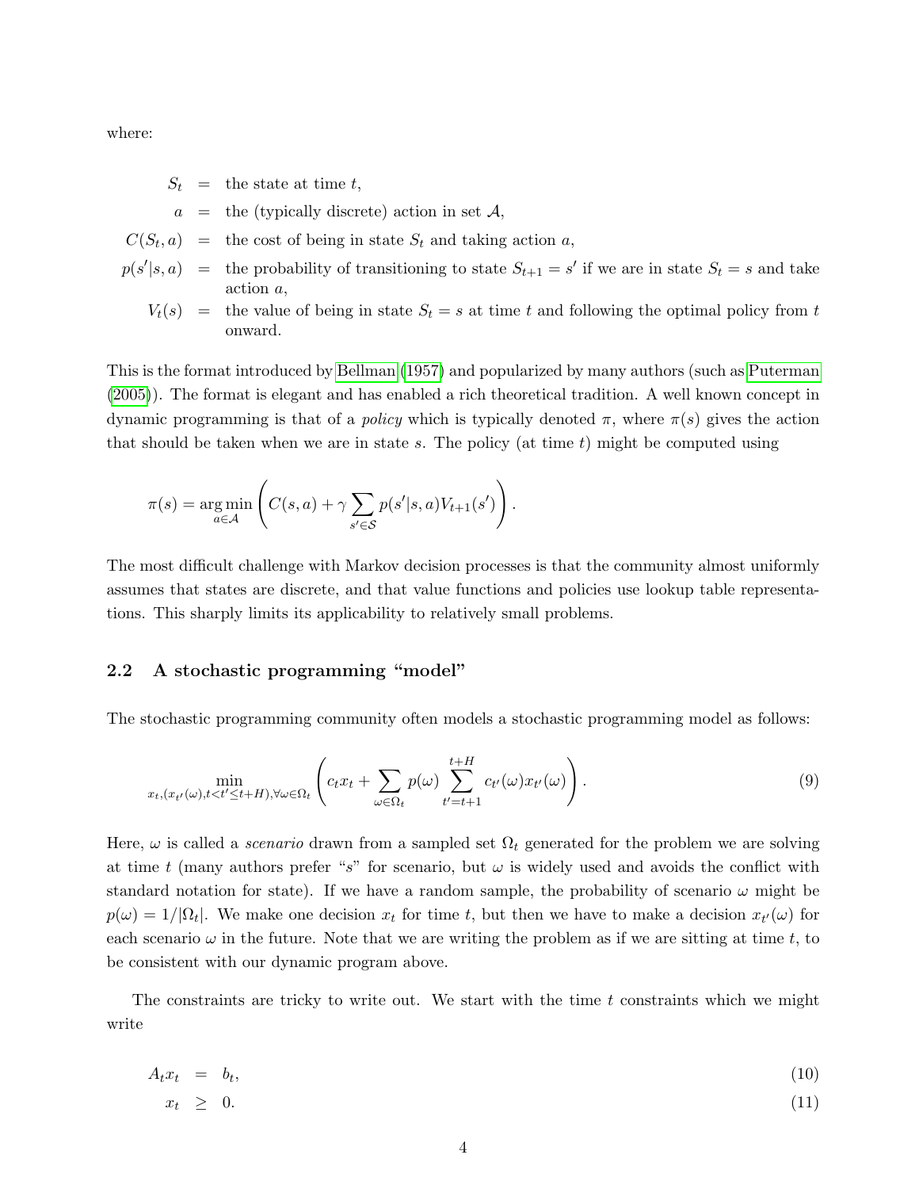where:

$$
\begin{aligned}
S_t &= \text{the state at time } t, \\
a &= \text{the (typically discrete) action in set } \mathcal{A}, \\
C(S_t, a) &= \text{the cost of being in state } S_t \text{ and taking action } a, \\
p(s'|s,a) &= \text{the probability of transitioning to state } S_{t+1} = s' \text{ if we are in state } S_t = s \text{ and take action } a, \\
V_t(s) &= \text{the value of being in state } S_t = s \text{ at time } t \text{ and following the optimal policy from } t \text{ onward.}
\end{aligned}
$$

This is the format introduced by Bellman (1957) and popularized by many authors (such as Puterman (2005)). The format is elegant and has enabled a rich theoretical tradition. A well known concept in dynamic programming is that of a *policy* which is typically denoted $\pi$, where $\pi(s)$ gives the action that should be taken when we are in state $s$. The policy (at time $t$) might be computed using

$$
\pi(s) = \arg\min_{a \in \mathcal{A}} \left( C(s,a) + \gamma \sum_{s' \in \mathcal{S}} p(s'|s,a) V_{t+1}(s') \right).
$$

The most difficult challenge with Markov decision processes is that the community almost uniformly assumes that states are discrete, and that value functions and policies use lookup table representations. This sharply limits its applicability to relatively small problems.

## 2.2 A stochastic programming "model"

The stochastic programming community often models a stochastic programming model as follows:

$$
\min_{x_t, (x_{t'}(\omega), t < t' \leq t+H), \forall \omega \in \Omega_t} \left( c_t x_t + \sum_{\omega \in \Omega_t} p(\omega) \sum_{t'=t+1}^{t+H} c_{t'}(\omega) x_{t'}(\omega) \right). \tag{9}
$$

Here, $\omega$ is called a *scenario* drawn from a sampled set $\Omega_t$ generated for the problem we are solving at time $t$ (many authors prefer "$s$" for scenario, but $\omega$ is widely used and avoids the conflict with standard notation for state). If we have a random sample, the probability of scenario $\omega$ might be $p(\omega) = 1/|\Omega_t|$. We make one decision $x_t$ for time $t$, but then we have to make a decision $x_{t'}(\omega)$ for each scenario $\omega$ in the future. Note that we are writing the problem as if we are sitting at time $t$, to be consistent with our dynamic program above.

The constraints are tricky to write out. We start with the time $t$ constraints which we might write

$$
A_t x_t = b_t, \tag{10}
$$

$$
x_t \geq 0. \tag{11}
$$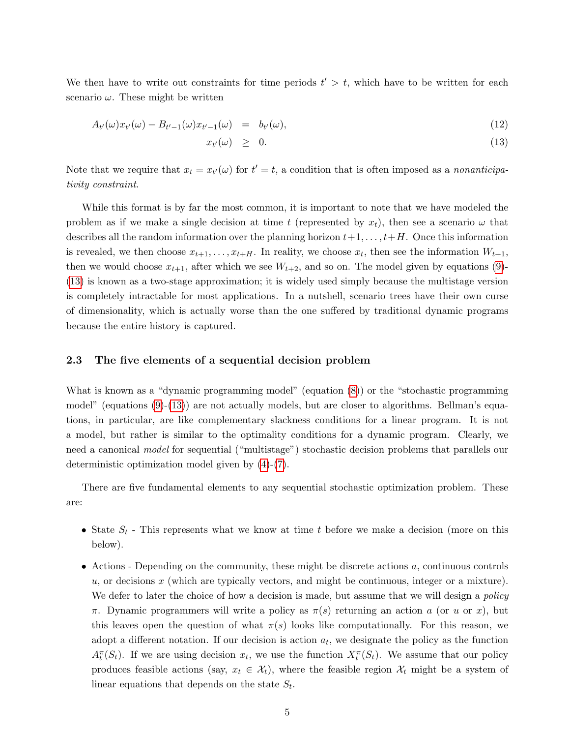We then have to write out constraints for time periods $t' > t$, which have to be written for each scenario $\omega$. These might be written

$$
A_{t'}(\omega)x_{t'}(\omega) - B_{t'-1}(\omega)x_{t'-1}(\omega) = b_{t'}(\omega), \tag{12}
$$

$$
x_{t'}(\omega) \geq 0. \tag{13}
$$

Note that we require that $x_t = x_{t'}(\omega)$ for $t' = t$, a condition that is often imposed as a *nonanticipativity constraint*.

While this format is by far the most common, it is important to note that we have modeled the problem as if we make a single decision at time $t$ (represented by $x_t$), then see a scenario $\omega$ that describes all the random information over the planning horizon $t+1, \ldots, t+H$. Once this information is revealed, we then choose $x_{t+1}, \ldots, x_{t+H}$. In reality, we choose $x_t$, then see the information $W_{t+1}$, then we would choose $x_{t+1}$, after which we see $W_{t+2}$, and so on. The model given by equations (9)-(13) is known as a two-stage approximation; it is widely used simply because the multistage version is completely intractable for most applications. In a nutshell, scenario trees have their own curse of dimensionality, which is actually worse than the one suffered by traditional dynamic programs because the entire history is captured.

### 2.3 The five elements of a sequential decision problem

What is known as a "dynamic programming model" (equation (8)) or the "stochastic programming model" (equations (9)-(13)) are not actually models, but are closer to algorithms. Bellman's equations, in particular, are like complementary slackness conditions for a linear program. It is not a model, but rather is similar to the optimality conditions for a dynamic program. Clearly, we need a canonical *model* for sequential ("multistage") stochastic decision problems that parallels our deterministic optimization model given by (4)-(7).

There are five fundamental elements to any sequential stochastic optimization problem. These are:

- State $S_t$ - This represents what we know at time $t$ before we make a decision (more on this below).
- Actions - Depending on the community, these might be discrete actions $a$, continuous controls $u$, or decisions $x$ (which are typically vectors, and might be continuous, integer or a mixture). We defer to later the choice of how a decision is made, but assume that we will design a *policy* $\pi$. Dynamic programmers will write a policy as $\pi(s)$ returning an action $a$ (or $u$ or $x$), but this leaves open the question of what $\pi(s)$ looks like computationally. For this reason, we adopt a different notation. If our decision is action $a_t$, we designate the policy as the function $A^\pi_t(S_t)$. If we are using decision $x_t$, we use the function $X^\pi_t(S_t)$. We assume that our policy produces feasible actions (say, $x_t \in \mathcal{X}_t$), where the feasible region $\mathcal{X}_t$ might be a system of linear equations that depends on the state $S_t$.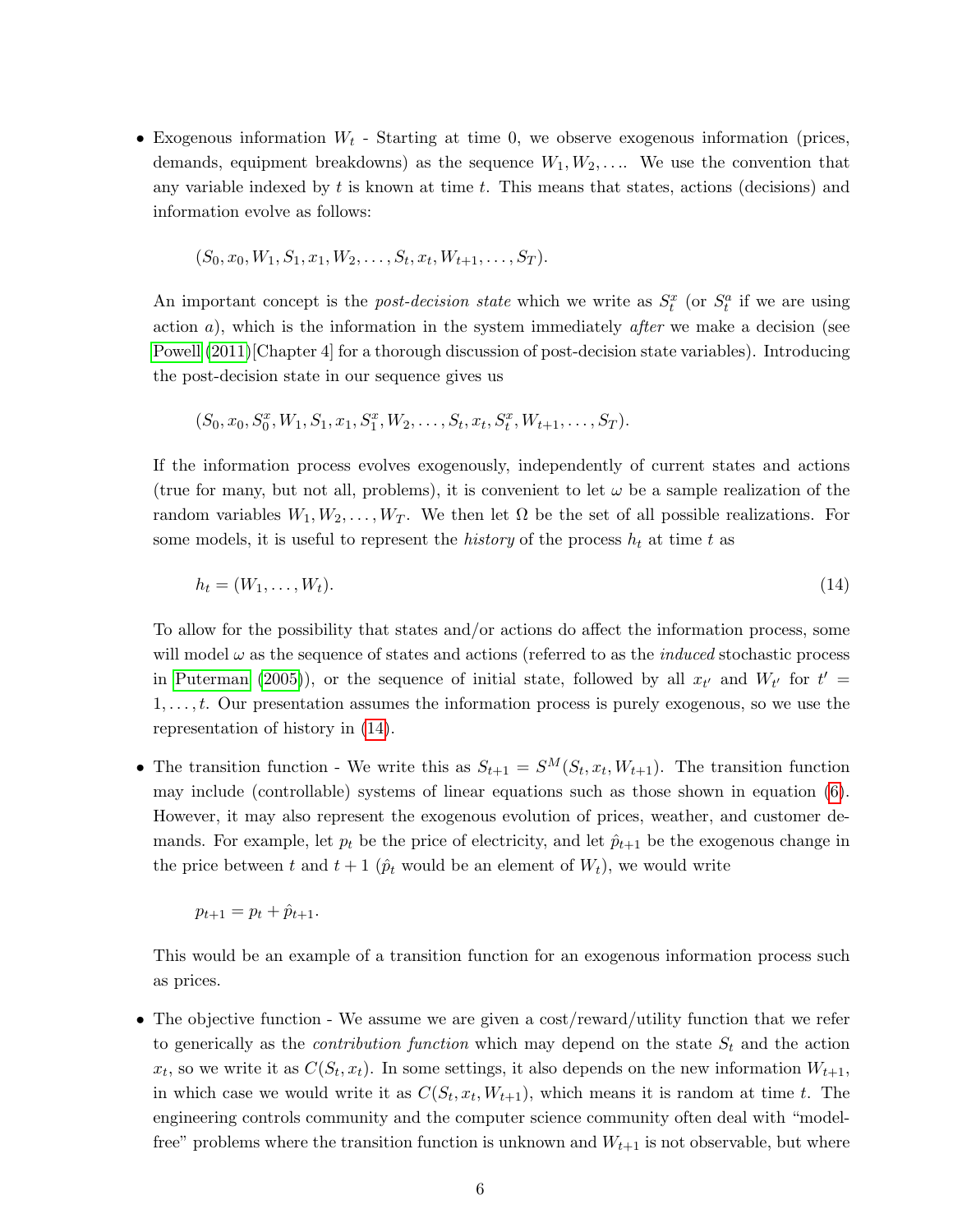- Exogenous information $W_t$ - Starting at time 0, we observe exogenous information (prices, demands, equipment breakdowns) as the sequence $W_1, W_2, \ldots$. We use the convention that any variable indexed by $t$ is known at time $t$. This means that states, actions (decisions) and information evolve as follows:

$$(S_0, x_0, W_1, S_1, x_1, W_2, \ldots, S_t, x_t, W_{t+1}, \ldots, S_T).$$

An important concept is the *post-decision state* which we write as $S^x_t$ (or $S^a_t$ if we are using action $a$), which is the information in the system immediately *after* we make a decision (see Powell (2011)[Chapter 4] for a thorough discussion of post-decision state variables). Introducing the post-decision state in our sequence gives us

$$(S_0, x_0, S^x_0, W_1, S_1, x_1, S^x_1, W_2, \ldots, S_t, x_t, S^x_t, W_{t+1}, \ldots, S_T).$$

If the information process evolves exogenously, independently of current states and actions (true for many, but not all, problems), it is convenient to let $\omega$ be a sample realization of the random variables $W_1, W_2, \ldots, W_T$. We then let $\Omega$ be the set of all possible realizations. For some models, it is useful to represent the *history* of the process $h_t$ at time $t$ as

$$h_t = (W_1, \ldots, W_t). \tag{14}$$

To allow for the possibility that states and/or actions do affect the information process, some will model $\omega$ as the sequence of states and actions (referred to as the *induced* stochastic process in Puterman (2005)), or the sequence of initial state, followed by all $x_{t'}$ and $W_{t'}$ for $t' = 1, \ldots, t$. Our presentation assumes the information process is purely exogenous, so we use the representation of history in (14).

- The transition function - We write this as $S_{t+1} = S^M(S_t, x_t, W_{t+1})$. The transition function may include (controllable) systems of linear equations such as those shown in equation (6). However, it may also represent the exogenous evolution of prices, weather, and customer demands. For example, let $p_t$ be the price of electricity, and let $\hat{p}_{t+1}$ be the exogenous change in the price between $t$ and $t+1$ ($\hat{p}_t$ would be an element of $W_t$), we would write

$$p_{t+1} = p_t + \hat{p}_{t+1}.$$

This would be an example of a transition function for an exogenous information process such as prices.

- The objective function - We assume we are given a cost/reward/utility function that we refer to generically as the *contribution function* which may depend on the state $S_t$ and the action $x_t$, so we write it as $C(S_t, x_t)$. In some settings, it also depends on the new information $W_{t+1}$, in which case we would write it as $C(S_t, x_t, W_{t+1})$, which means it is random at time $t$. The engineering controls community and the computer science community often deal with "model-free" problems where the transition function is unknown and $W_{t+1}$ is not observable, but where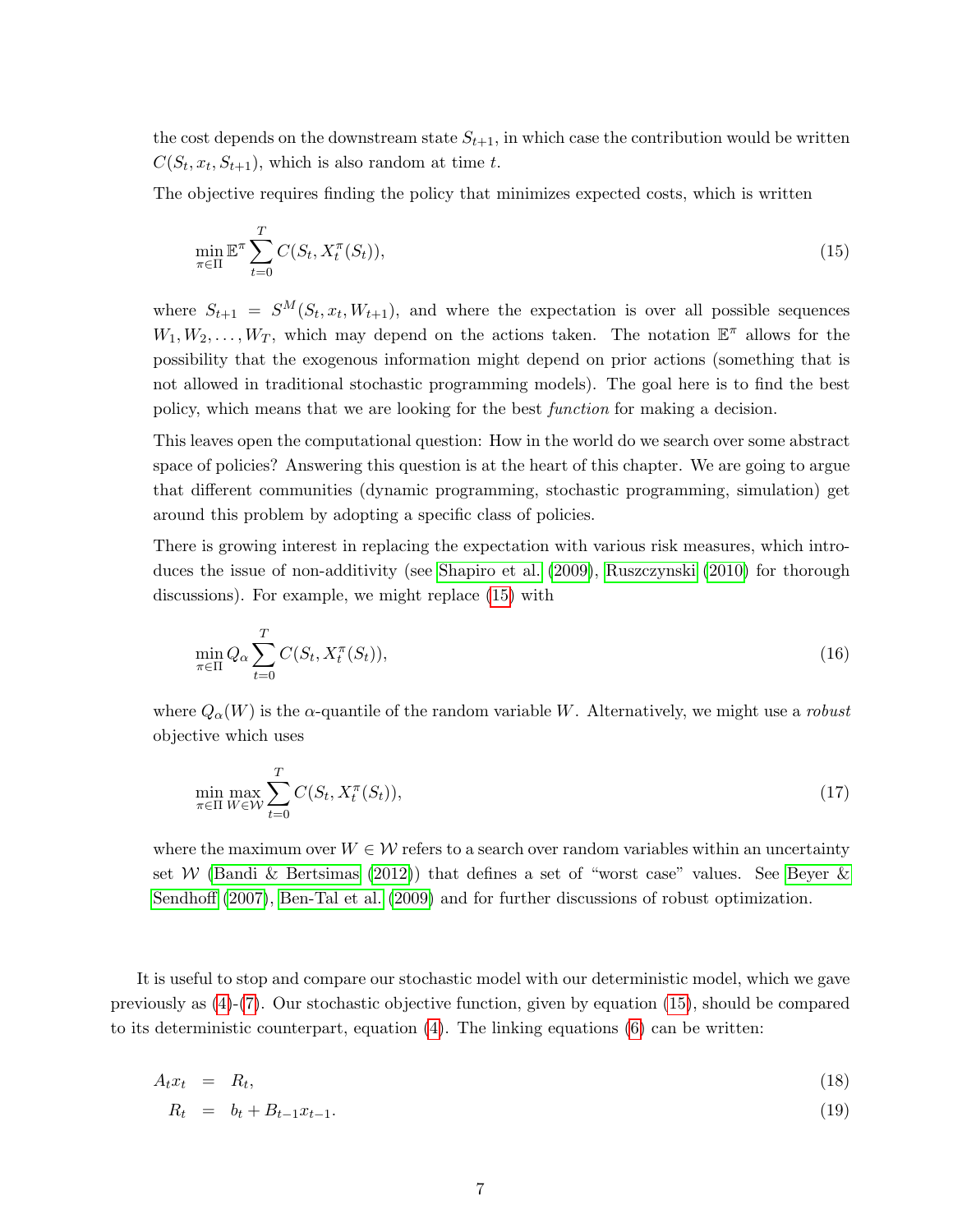the cost depends on the downstream state $S_{t+1}$, in which case the contribution would be written $C(S_t, x_t, S_{t+1})$, which is also random at time $t$.

The objective requires finding the policy that minimizes expected costs, which is written

$$\min_{\pi \in \Pi} \mathbb{E}^{\pi} \sum_{t=0}^{T} C(S_t, X_t^{\pi}(S_t)), \tag{15}$$

where $S_{t+1} = S^M(S_t, x_t, W_{t+1})$, and where the expectation is over all possible sequences $W_1, W_2, \ldots, W_T$, which may depend on the actions taken. The notation $\mathbb{E}^{\pi}$ allows for the possibility that the exogenous information might depend on prior actions (something that is not allowed in traditional stochastic programming models). The goal here is to find the best policy, which means that we are looking for the best *function* for making a decision.

This leaves open the computational question: How in the world do we search over some abstract space of policies? Answering this question is at the heart of this chapter. We are going to argue that different communities (dynamic programming, stochastic programming, simulation) get around this problem by adopting a specific class of policies.

There is growing interest in replacing the expectation with various risk measures, which introduces the issue of non-additivity (see Shapiro et al. (2009), Ruszczynski (2010) for thorough discussions). For example, we might replace (15) with

$$\min_{\pi \in \Pi} Q_{\alpha} \sum_{t=0}^{T} C(S_t, X_t^{\pi}(S_t)), \tag{16}$$

where $Q_{\alpha}(W)$ is the $\alpha$-quantile of the random variable $W$. Alternatively, we might use a *robust* objective which uses

$$\min_{\pi \in \Pi} \max_{W \in \mathcal{W}} \sum_{t=0}^{T} C(S_t, X_t^{\pi}(S_t)), \tag{17}$$

where the maximum over $W \in \mathcal{W}$ refers to a search over random variables within an uncertainty set $\mathcal{W}$ (Bandi & Bertsimas (2012)) that defines a set of "worst case" values. See Beyer & Sendhoff (2007), Ben-Tal et al. (2009) and for further discussions of robust optimization.

It is useful to stop and compare our stochastic model with our deterministic model, which we gave previously as (4)-(7). Our stochastic objective function, given by equation (15), should be compared to its deterministic counterpart, equation (4). The linking equations (6) can be written:

$$A_t x_t = R_t, \tag{18}$$

$$R_t = b_t + B_{t-1} x_{t-1}. \tag{19}$$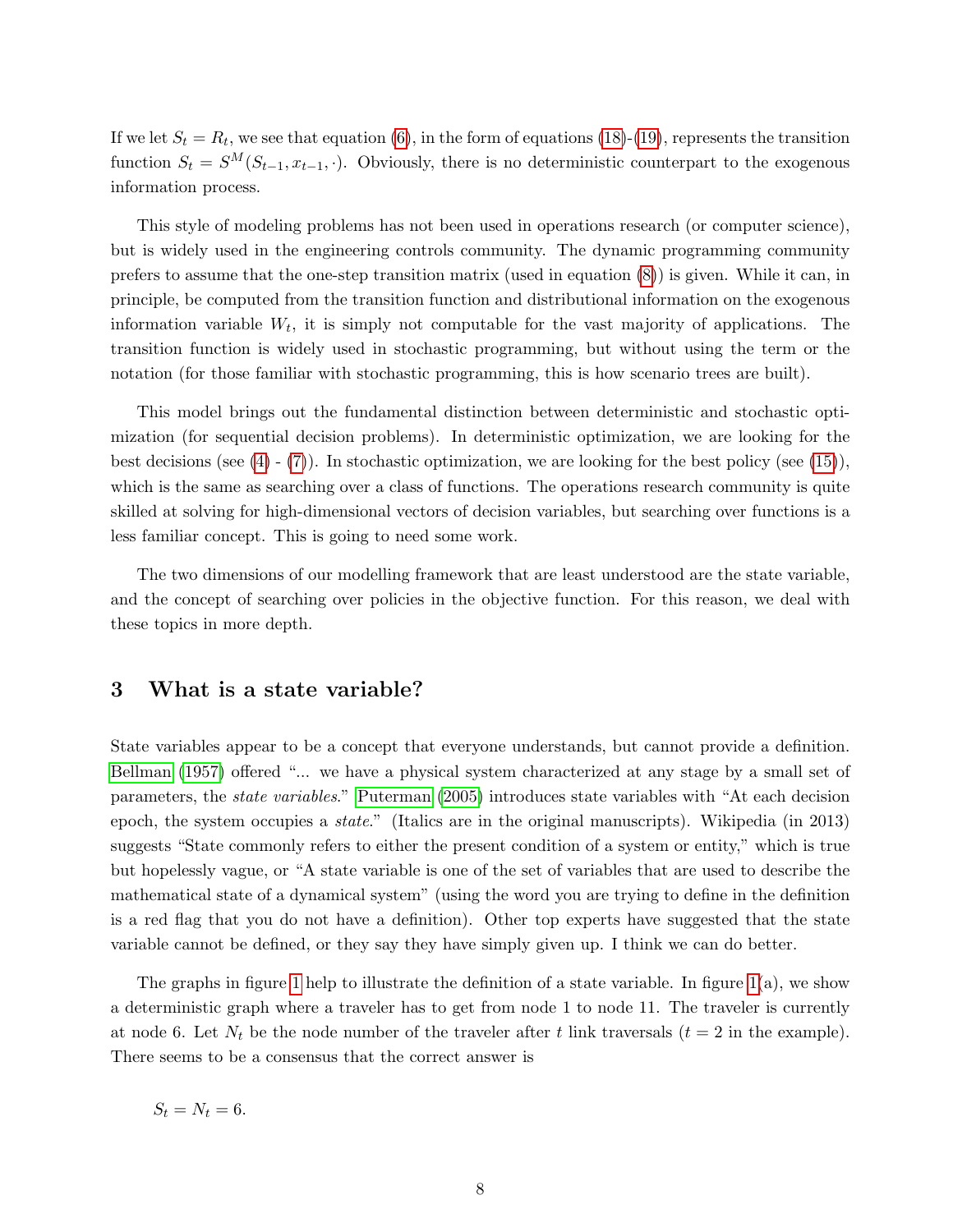If we let $S_t = R_t$, we see that equation (6), in the form of equations (18)-(19), represents the transition function $S_t = S^M(S_{t-1}, x_{t-1}, \cdot)$. Obviously, there is no deterministic counterpart to the exogenous information process.

This style of modeling problems has not been used in operations research (or computer science), but is widely used in the engineering controls community. The dynamic programming community prefers to assume that the one-step transition matrix (used in equation (8)) is given. While it can, in principle, be computed from the transition function and distributional information on the exogenous information variable $W_t$, it is simply not computable for the vast majority of applications. The transition function is widely used in stochastic programming, but without using the term or the notation (for those familiar with stochastic programming, this is how scenario trees are built).

This model brings out the fundamental distinction between deterministic and stochastic optimization (for sequential decision problems). In deterministic optimization, we are looking for the best decisions (see (4) - (7)). In stochastic optimization, we are looking for the best policy (see (15)), which is the same as searching over a class of functions. The operations research community is quite skilled at solving for high-dimensional vectors of decision variables, but searching over functions is a less familiar concept. This is going to need some work.

The two dimensions of our modelling framework that are least understood are the state variable, and the concept of searching over policies in the objective function. For this reason, we deal with these topics in more depth.

## 3 What is a state variable?

State variables appear to be a concept that everyone understands, but cannot provide a definition. Bellman (1957) offered "... we have a physical system characterized at any stage by a small set of parameters, the *state variables*." Puterman (2005) introduces state variables with "At each decision epoch, the system occupies a *state*." (Italics are in the original manuscripts). Wikipedia (in 2013) suggests "State commonly refers to either the present condition of a system or entity," which is true but hopelessly vague, or "A state variable is one of the set of variables that are used to describe the mathematical state of a dynamical system" (using the word you are trying to define in the definition is a red flag that you do not have a definition). Other top experts have suggested that the state variable cannot be defined, or they say they have simply given up. I think we can do better.

The graphs in figure 1 help to illustrate the definition of a state variable. In figure 1(a), we show a deterministic graph where a traveler has to get from node 1 to node 11. The traveler is currently at node 6. Let $N_t$ be the node number of the traveler after $t$ link traversals ($t = 2$ in the example). There seems to be a consensus that the correct answer is

$$S_t = N_t = 6.$$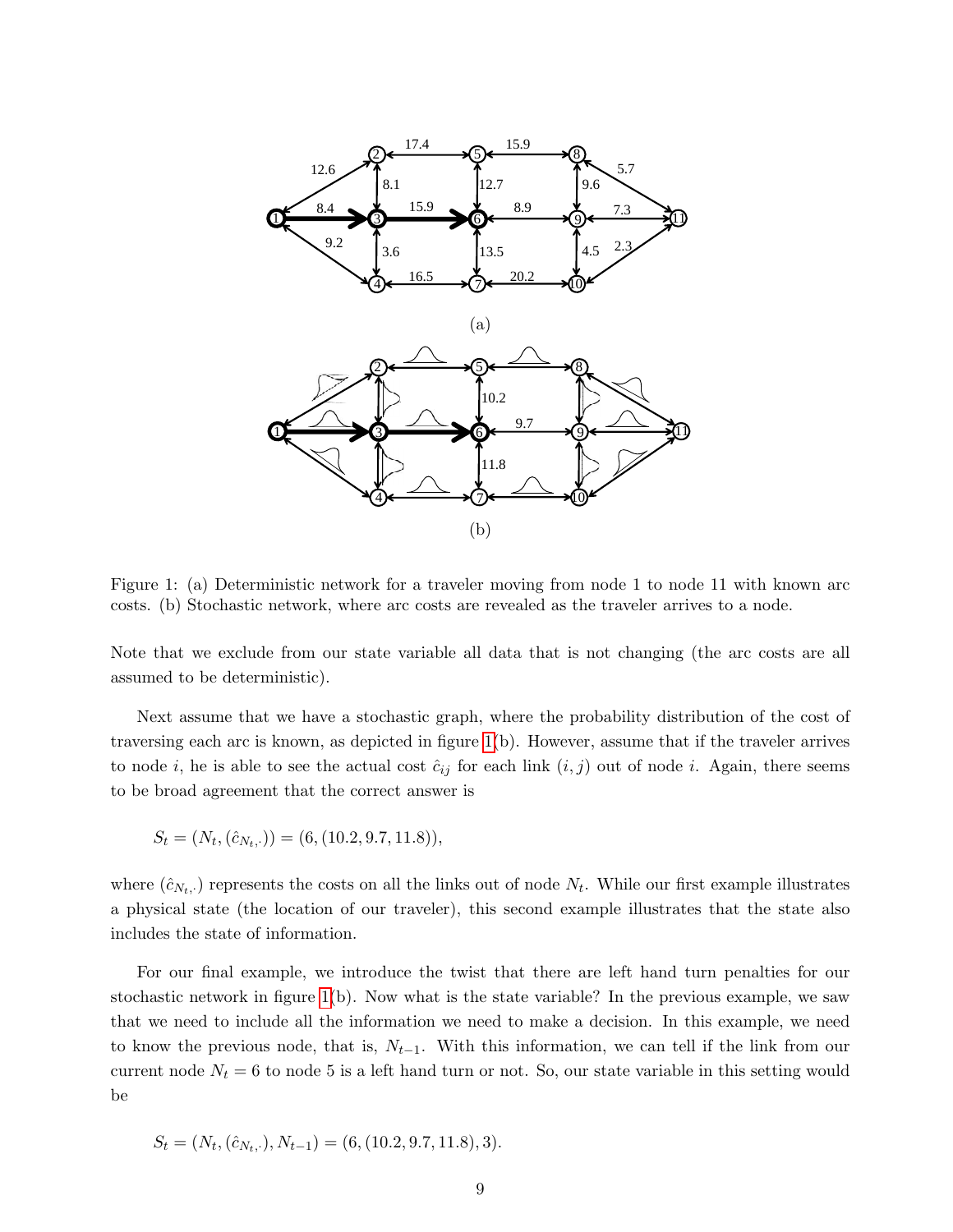Figure 1: (a) Deterministic network for a traveler moving from node 1 to node 11 with known arc costs. (b) Stochastic network, where arc costs are revealed as the traveler arrives to a node.

Note that we exclude from our state variable all data that is not changing (the arc costs are all assumed to be deterministic).

Next assume that we have a stochastic graph, where the probability distribution of the cost of traversing each arc is known, as depicted in figure 1(b). However, assume that if the traveler arrives to node $i$, he is able to see the actual cost $\hat{c}_{ij}$ for each link $(i, j)$ out of node $i$. Again, there seems to be broad agreement that the correct answer is

$$S_t = (N_t, (\hat{c}_{N_t,\cdot})) = (6, (10.2, 9.7, 11.8)),$$

where $(\hat{c}_{N_t,\cdot})$ represents the costs on all the links out of node $N_t$. While our first example illustrates a physical state (the location of our traveler), this second example illustrates that the state also includes the state of information.

For our final example, we introduce the twist that there are left hand turn penalties for our stochastic network in figure 1(b). Now what is the state variable? In the previous example, we saw that we need to include all the information we need to make a decision. In this example, we need to know the previous node, that is, $N_{t-1}$. With this information, we can tell if the link from our current node $N_t = 6$ to node 5 is a left hand turn or not. So, our state variable in this setting would be

$$S_t = (N_t, (\hat{c}_{N_t,\cdot}), N_{t-1}) = (6, (10.2, 9.7, 11.8), 3).$$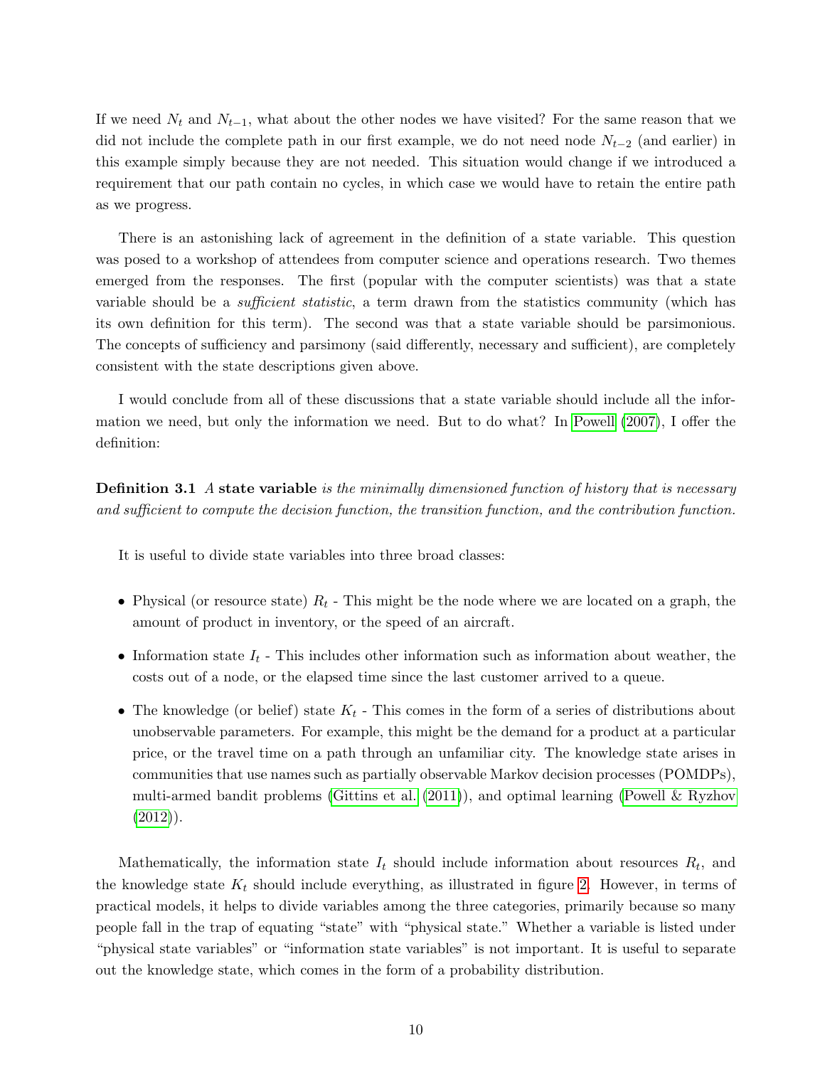If we need $N_t$ and $N_{t-1}$, what about the other nodes we have visited? For the same reason that we did not include the complete path in our first example, we do not need node $N_{t-2}$ (and earlier) in this example simply because they are not needed. This situation would change if we introduced a requirement that our path contain no cycles, in which case we would have to retain the entire path as we progress.

There is an astonishing lack of agreement in the definition of a state variable. This question was posed to a workshop of attendees from computer science and operations research. Two themes emerged from the responses. The first (popular with the computer scientists) was that a state variable should be a *sufficient statistic*, a term drawn from the statistics community (which has its own definition for this term). The second was that a state variable should be parsimonious. The concepts of sufficiency and parsimony (said differently, necessary and sufficient), are completely consistent with the state descriptions given above.

I would conclude from all of these discussions that a state variable should include all the information we need, but only the information we need. But to do what? In Powell (2007), I offer the definition:

**Definition 3.1** *A* **state variable** *is the minimally dimensioned function of history that is necessary and sufficient to compute the decision function, the transition function, and the contribution function.*

It is useful to divide state variables into three broad classes:

- Physical (or resource state) $R_t$ - This might be the node where we are located on a graph, the amount of product in inventory, or the speed of an aircraft.
- Information state $I_t$ - This includes other information such as information about weather, the costs out of a node, or the elapsed time since the last customer arrived to a queue.
- The knowledge (or belief) state $K_t$ - This comes in the form of a series of distributions about unobservable parameters. For example, this might be the demand for a product at a particular price, or the travel time on a path through an unfamiliar city. The knowledge state arises in communities that use names such as partially observable Markov decision processes (POMDPs), multi-armed bandit problems (Gittins et al. (2011)), and optimal learning (Powell & Ryzhov (2012)).

Mathematically, the information state $I_t$ should include information about resources $R_t$, and the knowledge state $K_t$ should include everything, as illustrated in figure 2. However, in terms of practical models, it helps to divide variables among the three categories, primarily because so many people fall in the trap of equating "state" with "physical state." Whether a variable is listed under "physical state variables" or "information state variables" is not important. It is useful to separate out the knowledge state, which comes in the form of a probability distribution.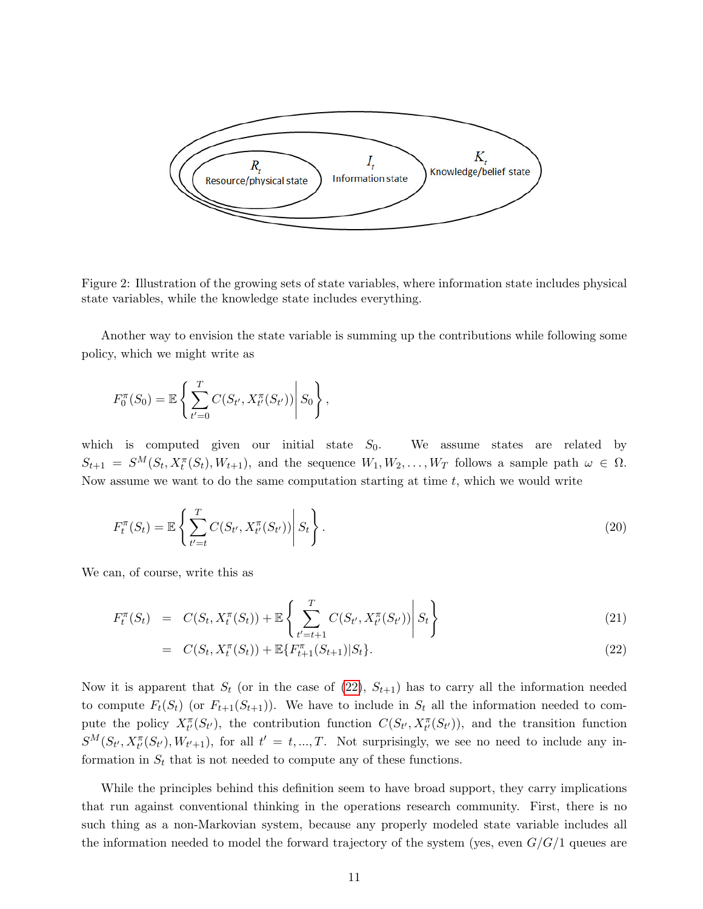Figure 2: Illustration of the growing sets of state variables, where information state includes physical state variables, while the knowledge state includes everything.

Another way to envision the state variable is summing up the contributions while following some policy, which we might write as

$$F_0^\pi(S_0) = \mathbb{E}\left\{ \sum_{t'=0}^{T} C(S_{t'}, X_{t'}^\pi(S_{t'})) \middle| S_0 \right\},$$

which is computed given our initial state $S_0$. We assume states are related by $S_{t+1} = S^M(S_t, X_t^\pi(S_t), W_{t+1})$, and the sequence $W_1, W_2, \ldots, W_T$ follows a sample path $\omega \in \Omega$. Now assume we want to do the same computation starting at time $t$, which we would write

$$F_t^\pi(S_t) = \mathbb{E}\left\{ \sum_{t'=t}^{T} C(S_{t'}, X_{t'}^\pi(S_{t'})) \middle| S_t \right\}. \tag{20}$$

We can, of course, write this as

$$F_t^\pi(S_t) = C(S_t, X_t^\pi(S_t)) + \mathbb{E}\left\{ \sum_{t'=t+1}^{T} C(S_{t'}, X_{t'}^\pi(S_{t'})) \middle| S_t \right\} \tag{21}$$

$$= C(S_t, X_t^\pi(S_t)) + \mathbb{E}\{F_{t+1}^\pi(S_{t+1})|S_t\}. \tag{22}$$

Now it is apparent that $S_t$ (or in the case of (22), $S_{t+1}$) has to carry all the information needed to compute $F_t(S_t)$ (or $F_{t+1}(S_{t+1})$). We have to include in $S_t$ all the information needed to compute the policy $X_{t'}^\pi(S_{t'})$, the contribution function $C(S_{t'}, X_{t'}^\pi(S_{t'}))$, and the transition function $S^M(S_{t'}, X_{t'}^\pi(S_{t'}), W_{t'+1})$, for all $t' = t, ..., T$. Not surprisingly, we see no need to include any information in $S_t$ that is not needed to compute any of these functions.

While the principles behind this definition seem to have broad support, they carry implications that run against conventional thinking in the operations research community. First, there is no such thing as a non-Markovian system, because any properly modeled state variable includes all the information needed to model the forward trajectory of the system (yes, even $G/G/1$ queues are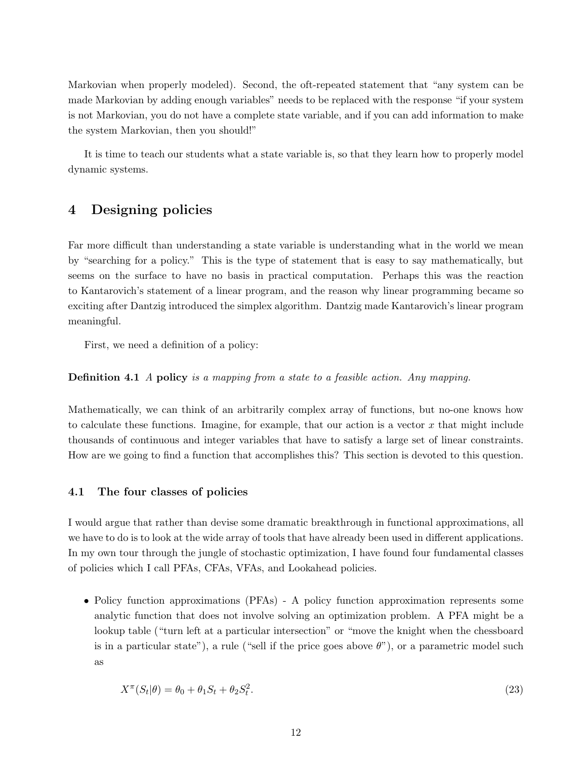Markovian when properly modeled). Second, the oft-repeated statement that "any system can be made Markovian by adding enough variables" needs to be replaced with the response "if your system is not Markovian, you do not have a complete state variable, and if you can add information to make the system Markovian, then you should!"

It is time to teach our students what a state variable is, so that they learn how to properly model dynamic systems.

# 4 Designing policies

Far more difficult than understanding a state variable is understanding what in the world we mean by "searching for a policy." This is the type of statement that is easy to say mathematically, but seems on the surface to have no basis in practical computation. Perhaps this was the reaction to Kantarovich's statement of a linear program, and the reason why linear programming became so exciting after Dantzig introduced the simplex algorithm. Dantzig made Kantarovich's linear program meaningful.

First, we need a definition of a policy:

**Definition 4.1** *A* **policy** *is a mapping from a state to a feasible action. Any mapping.*

Mathematically, we can think of an arbitrarily complex array of functions, but no-one knows how to calculate these functions. Imagine, for example, that our action is a vector $x$ that might include thousands of continuous and integer variables that have to satisfy a large set of linear constraints. How are we going to find a function that accomplishes this? This section is devoted to this question.

## 4.1 The four classes of policies

I would argue that rather than devise some dramatic breakthrough in functional approximations, all we have to do is to look at the wide array of tools that have already been used in different applications. In my own tour through the jungle of stochastic optimization, I have found four fundamental classes of policies which I call PFAs, CFAs, VFAs, and Lookahead policies.

- Policy function approximations (PFAs) - A policy function approximation represents some analytic function that does not involve solving an optimization problem. A PFA might be a lookup table ("turn left at a particular intersection" or "move the knight when the chessboard is in a particular state"), a rule ("sell if the price goes above $\theta$"), or a parametric model such as

$$X^\pi(S_t|\theta) = \theta_0 + \theta_1 S_t + \theta_2 S_t^2. \tag{23}$$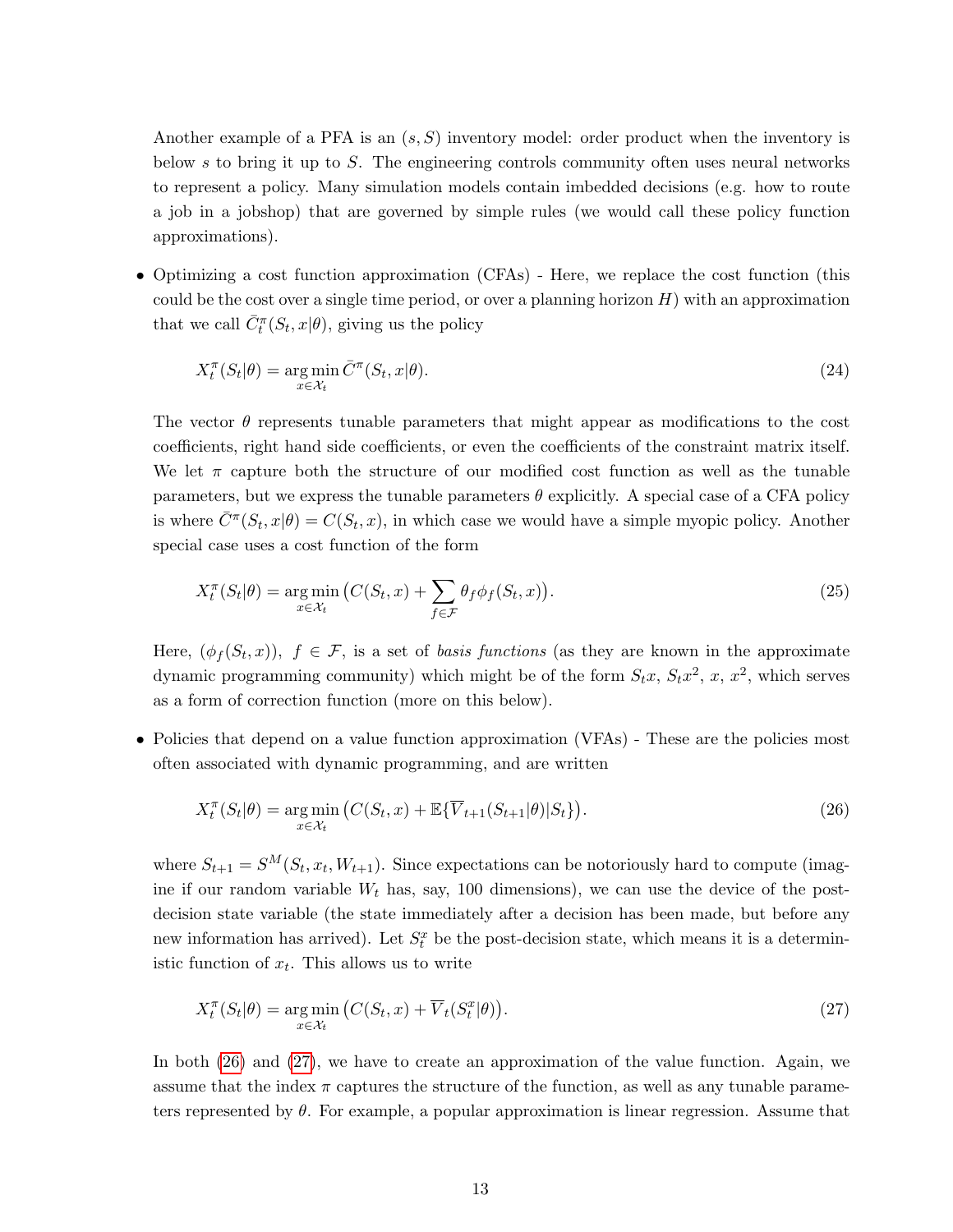Another example of a PFA is an $(s, S)$ inventory model: order product when the inventory is below $s$ to bring it up to $S$. The engineering controls community often uses neural networks to represent a policy. Many simulation models contain imbedded decisions (e.g. how to route a job in a jobshop) that are governed by simple rules (we would call these policy function approximations).

- Optimizing a cost function approximation (CFAs) - Here, we replace the cost function (this could be the cost over a single time period, or over a planning horizon $H$) with an approximation that we call $\bar{C}^\pi_t(S_t, x|\theta)$, giving us the policy

$$X^\pi_t(S_t|\theta) = \arg\min_{x \in \mathcal{X}_t} \bar{C}^\pi(S_t, x|\theta). \tag{24}$$

The vector $\theta$ represents tunable parameters that might appear as modifications to the cost coefficients, right hand side coefficients, or even the coefficients of the constraint matrix itself. We let $\pi$ capture both the structure of our modified cost function as well as the tunable parameters, but we express the tunable parameters $\theta$ explicitly. A special case of a CFA policy is where $\bar{C}^\pi(S_t, x|\theta) = C(S_t, x)$, in which case we would have a simple myopic policy. Another special case uses a cost function of the form

$$X^\pi_t(S_t|\theta) = \arg\min_{x \in \mathcal{X}_t} \big(C(S_t, x) + \sum_{f \in \mathcal{F}} \theta_f \phi_f(S_t, x)\big). \tag{25}$$

Here, $(\phi_f(S_t, x))$, $f \in \mathcal{F}$, is a set of *basis functions* (as they are known in the approximate dynamic programming community) which might be of the form $S_t x$, $S_t x^2$, $x$, $x^2$, which serves as a form of correction function (more on this below).

- Policies that depend on a value function approximation (VFAs) - These are the policies most often associated with dynamic programming, and are written

$$X^\pi_t(S_t|\theta) = \arg\min_{x \in \mathcal{X}_t} \big(C(S_t, x) + \mathbb{E}\{\overline{V}_{t+1}(S_{t+1}|\theta)|S_t\}\big). \tag{26}$$

where $S_{t+1} = S^M(S_t, x_t, W_{t+1})$. Since expectations can be notoriously hard to compute (imagine if our random variable $W_t$ has, say, 100 dimensions), we can use the device of the post-decision state variable (the state immediately after a decision has been made, but before any new information has arrived). Let $S^x_t$ be the post-decision state, which means it is a deterministic function of $x_t$. This allows us to write

$$X^\pi_t(S_t|\theta) = \arg\min_{x \in \mathcal{X}_t} \big(C(S_t, x) + \overline{V}_t(S^x_t|\theta)\big). \tag{27}$$

In both (26) and (27), we have to create an approximation of the value function. Again, we assume that the index $\pi$ captures the structure of the function, as well as any tunable parameters represented by $\theta$. For example, a popular approximation is linear regression. Assume that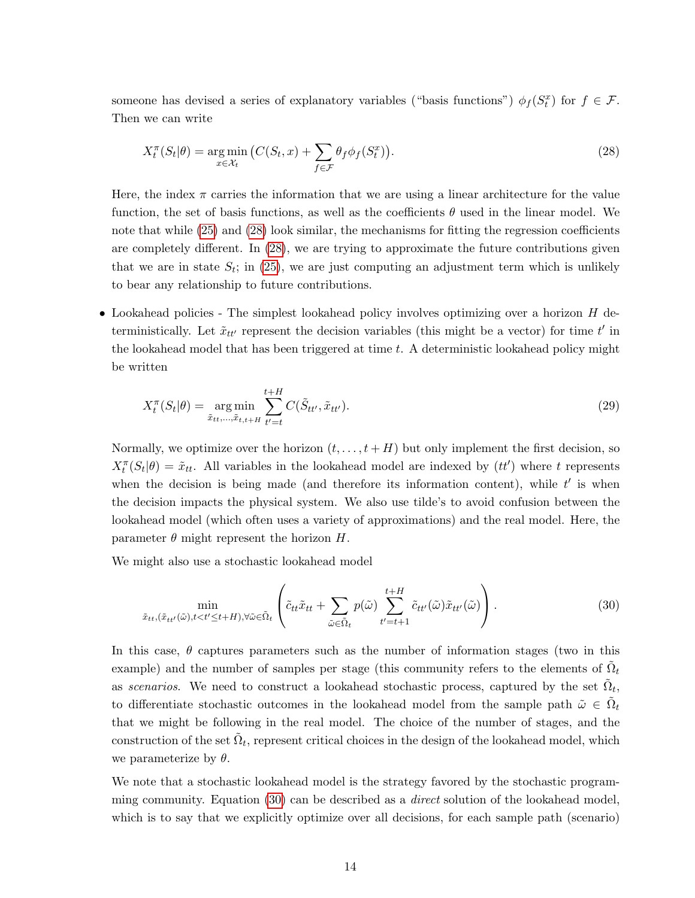someone has devised a series of explanatory variables ("basis functions") $\phi_f(S_t^x)$ for $f \in \mathcal{F}$. Then we can write

$$X_t^\pi(S_t|\theta) = \arg\min_{x \in \mathcal{X}_t} \big( C(S_t, x) + \sum_{f \in \mathcal{F}} \theta_f \phi_f(S_t^x) \big). \tag{28}$$

Here, the index $\pi$ carries the information that we are using a linear architecture for the value function, the set of basis functions, as well as the coefficients $\theta$ used in the linear model. We note that while (25) and (28) look similar, the mechanisms for fitting the regression coefficients are completely different. In (28), we are trying to approximate the future contributions given that we are in state $S_t$; in (25), we are just computing an adjustment term which is unlikely to bear any relationship to future contributions.

- Lookahead policies - The simplest lookahead policy involves optimizing over a horizon $H$ deterministically. Let $\tilde{x}_{tt'}$ represent the decision variables (this might be a vector) for time $t'$ in the lookahead model that has been triggered at time $t$. A deterministic lookahead policy might be written

$$X_t^\pi(S_t|\theta) = \arg\min_{\tilde{x}_{tt}, \ldots, \tilde{x}_{t,t+H}} \sum_{t'=t}^{t+H} C(\tilde{S}_{tt'}, \tilde{x}_{tt'}). \tag{29}$$

Normally, we optimize over the horizon $(t, \ldots, t+H)$ but only implement the first decision, so $X_t^\pi(S_t|\theta) = \tilde{x}_{tt}$. All variables in the lookahead model are indexed by $(tt')$ where $t$ represents when the decision is being made (and therefore its information content), while $t'$ is when the decision impacts the physical system. We also use tilde's to avoid confusion between the lookahead model (which often uses a variety of approximations) and the real model. Here, the parameter $\theta$ might represent the horizon $H$.

We might also use a stochastic lookahead model

$$\min_{\tilde{x}_{tt}, (\tilde{x}_{tt'}(\tilde{\omega}), t < t' \leq t+H), \forall \tilde{\omega} \in \tilde{\Omega}_t} \left( \tilde{c}_{tt}\tilde{x}_{tt} + \sum_{\tilde{\omega} \in \tilde{\Omega}_t} p(\tilde{\omega}) \sum_{t'=t+1}^{t+H} \tilde{c}_{tt'}(\tilde{\omega})\tilde{x}_{tt'}(\tilde{\omega}) \right). \tag{30}$$

In this case, $\theta$ captures parameters such as the number of information stages (two in this example) and the number of samples per stage (this community refers to the elements of $\tilde{\Omega}_t$ as *scenarios*. We need to construct a lookahead stochastic process, captured by the set $\tilde{\Omega}_t$, to differentiate stochastic outcomes in the lookahead model from the sample path $\tilde{\omega} \in \tilde{\Omega}_t$ that we might be following in the real model. The choice of the number of stages, and the construction of the set $\tilde{\Omega}_t$, represent critical choices in the design of the lookahead model, which we parameterize by $\theta$.

We note that a stochastic lookahead model is the strategy favored by the stochastic programming community. Equation (30) can be described as a *direct* solution of the lookahead model, which is to say that we explicitly optimize over all decisions, for each sample path (scenario)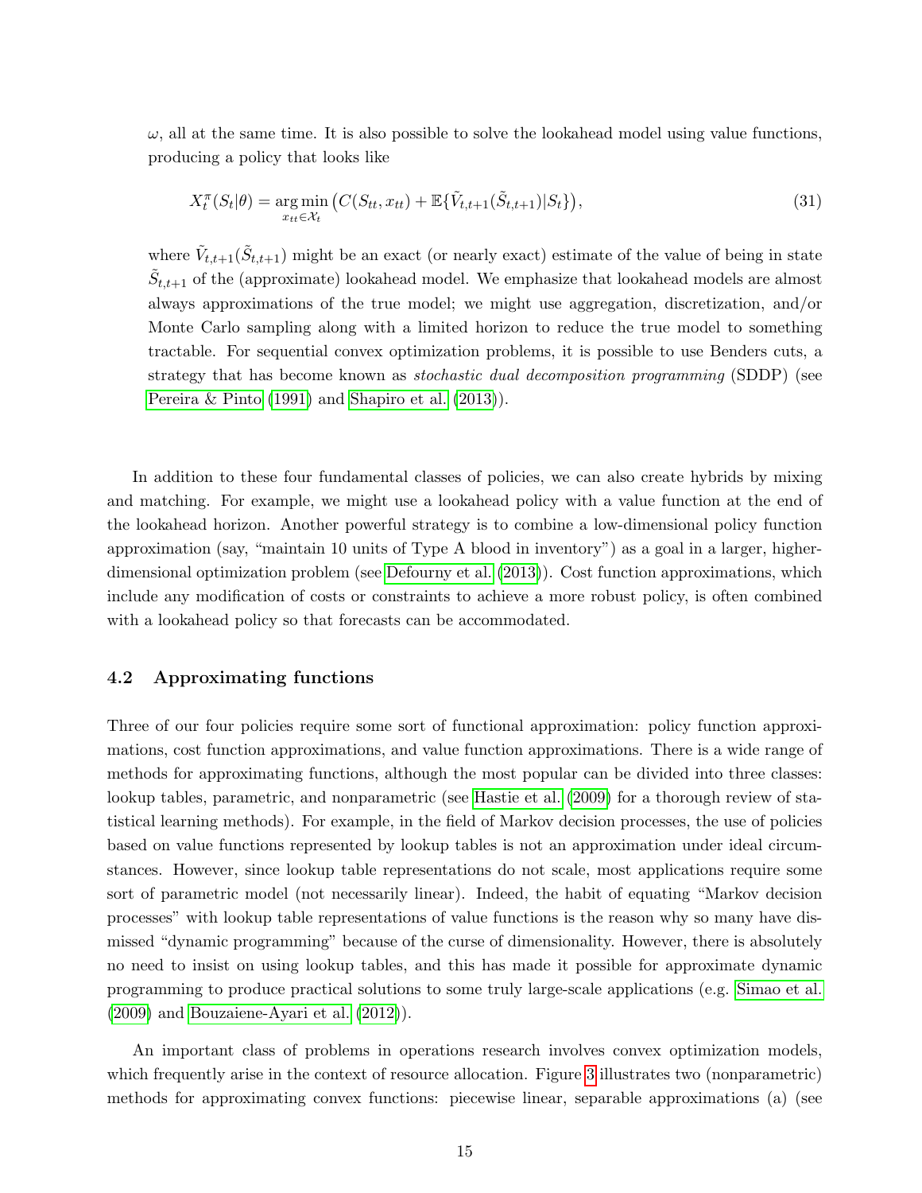$\omega$, all at the same time. It is also possible to solve the lookahead model using value functions, producing a policy that looks like

$$X_t^\pi(S_t|\theta) = \underset{x_{tt} \in \mathcal{X}_t}{\arg\min} \left( C(S_{tt}, x_{tt}) + \mathbb{E}\{\tilde{V}_{t,t+1}(\tilde{S}_{t,t+1})|S_t\} \right), \tag{31}$$

where $\tilde{V}_{t,t+1}(\tilde{S}_{t,t+1})$ might be an exact (or nearly exact) estimate of the value of being in state $\tilde{S}_{t,t+1}$ of the (approximate) lookahead model. We emphasize that lookahead models are almost always approximations of the true model; we might use aggregation, discretization, and/or Monte Carlo sampling along with a limited horizon to reduce the true model to something tractable. For sequential convex optimization problems, it is possible to use Benders cuts, a strategy that has become known as *stochastic dual decomposition programming* (SDDP) (see Pereira & Pinto (1991) and Shapiro et al. (2013)).

In addition to these four fundamental classes of policies, we can also create hybrids by mixing and matching. For example, we might use a lookahead policy with a value function at the end of the lookahead horizon. Another powerful strategy is to combine a low-dimensional policy function approximation (say, "maintain 10 units of Type A blood in inventory") as a goal in a larger, higher-dimensional optimization problem (see Defourny et al. (2013)). Cost function approximations, which include any modification of costs or constraints to achieve a more robust policy, is often combined with a lookahead policy so that forecasts can be accommodated.

### 4.2 Approximating functions

Three of our four policies require some sort of functional approximation: policy function approximations, cost function approximations, and value function approximations. There is a wide range of methods for approximating functions, although the most popular can be divided into three classes: lookup tables, parametric, and nonparametric (see Hastie et al. (2009) for a thorough review of statistical learning methods). For example, in the field of Markov decision processes, the use of policies based on value functions represented by lookup tables is not an approximation under ideal circumstances. However, since lookup table representations do not scale, most applications require some sort of parametric model (not necessarily linear). Indeed, the habit of equating "Markov decision processes" with lookup table representations of value functions is the reason why so many have dismissed "dynamic programming" because of the curse of dimensionality. However, there is absolutely no need to insist on using lookup tables, and this has made it possible for approximate dynamic programming to produce practical solutions to some truly large-scale applications (e.g. Simao et al. (2009) and Bouzaiene-Ayari et al. (2012)).

An important class of problems in operations research involves convex optimization models, which frequently arise in the context of resource allocation. Figure 3 illustrates two (nonparametric) methods for approximating convex functions: piecewise linear, separable approximations (a) (see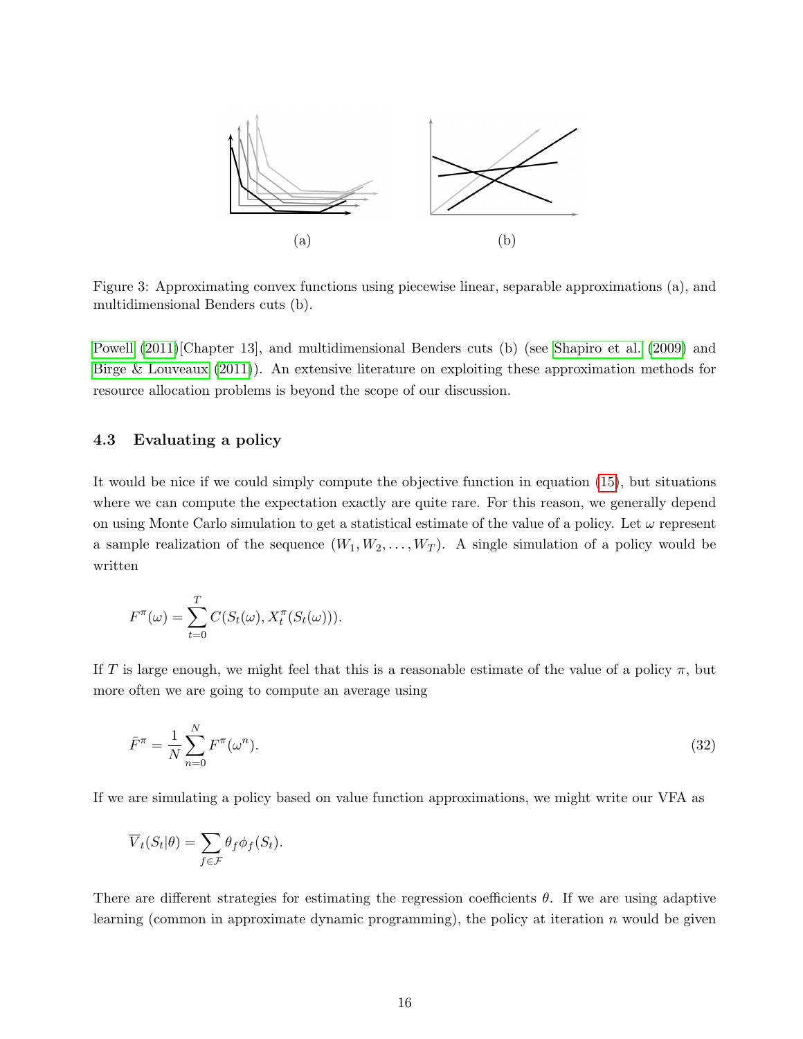(a) (b)

Figure 3: Approximating convex functions using piecewise linear, separable approximations (a), and multidimensional Benders cuts (b).

Powell (2011)[Chapter 13], and multidimensional Benders cuts (b) (see Shapiro et al. (2009) and Birge & Louveaux (2011)). An extensive literature on exploiting these approximation methods for resource allocation problems is beyond the scope of our discussion.

### 4.3 Evaluating a policy

It would be nice if we could simply compute the objective function in equation (15), but situations where we can compute the expectation exactly are quite rare. For this reason, we generally depend on using Monte Carlo simulation to get a statistical estimate of the value of a policy. Let $\omega$ represent a sample realization of the sequence $(W_1, W_2, \ldots, W_T)$. A single simulation of a policy would be written

$$F^\pi(\omega) = \sum_{t=0}^{T} C(S_t(\omega), X_t^\pi(S_t(\omega))).$$

If $T$ is large enough, we might feel that this is a reasonable estimate of the value of a policy $\pi$, but more often we are going to compute an average using

$$\bar{F}^\pi = \frac{1}{N}\sum_{n=0}^{N} F^\pi(\omega^n). \tag{32}$$

If we are simulating a policy based on value function approximations, we might write our VFA as

$$\overline{V}_t(S_t|\theta) = \sum_{f\in\mathcal{F}} \theta_f \phi_f(S_t).$$

There are different strategies for estimating the regression coefficients $\theta$. If we are using adaptive learning (common in approximate dynamic programming), the policy at iteration $n$ would be given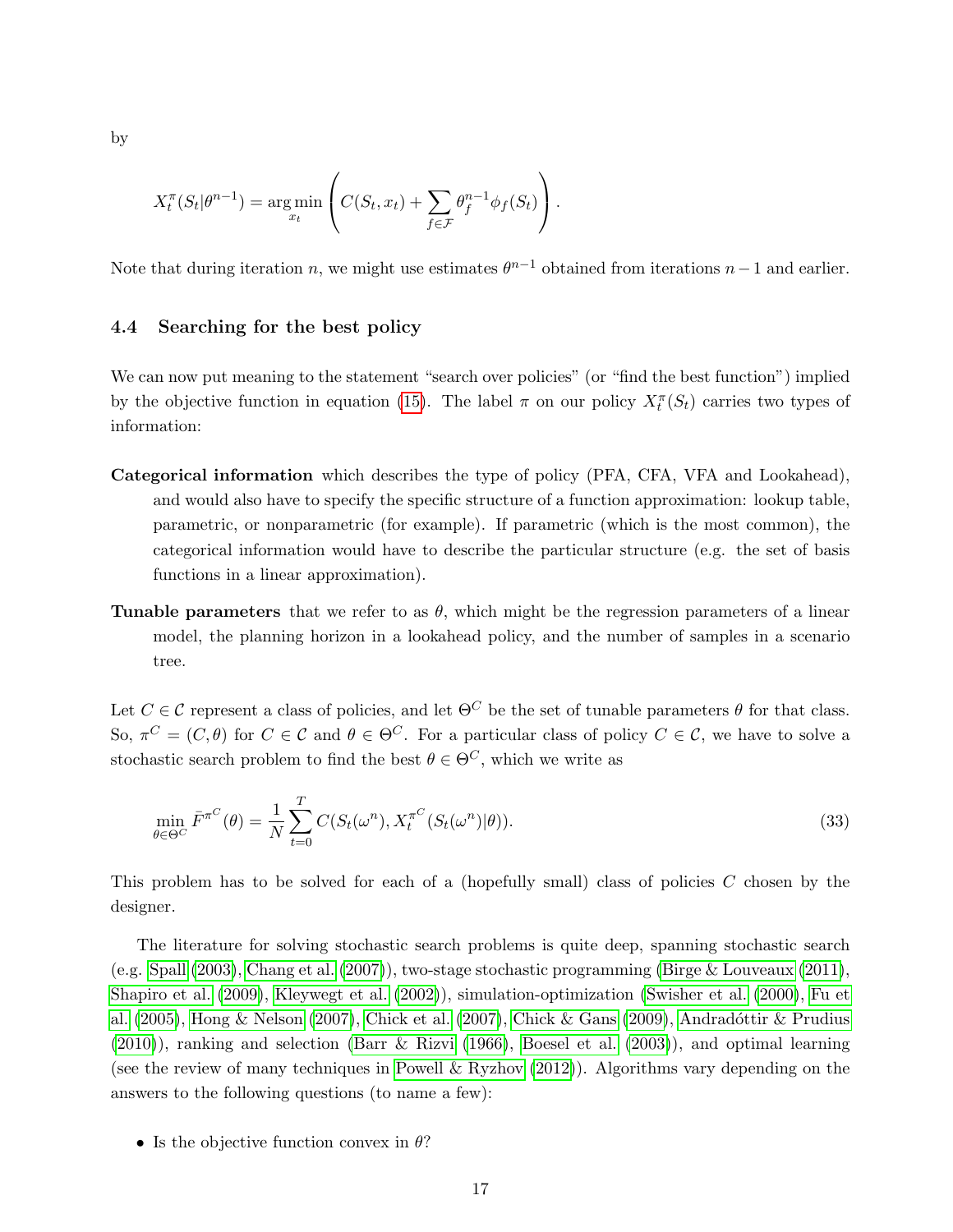by

$$X_t^\pi(S_t|\theta^{n-1}) = \arg\min_{x_t} \left( C(S_t, x_t) + \sum_{f \in \mathcal{F}} \theta_f^{n-1} \phi_f(S_t) \right).$$

Note that during iteration $n$, we might use estimates $\theta^{n-1}$ obtained from iterations $n-1$ and earlier.

### 4.4 Searching for the best policy

We can now put meaning to the statement "search over policies" (or "find the best function") implied by the objective function in equation (15). The label $\pi$ on our policy $X_t^\pi(S_t)$ carries two types of information:

**Categorical information** which describes the type of policy (PFA, CFA, VFA and Lookahead), and would also have to specify the specific structure of a function approximation: lookup table, parametric, or nonparametric (for example). If parametric (which is the most common), the categorical information would have to describe the particular structure (e.g. the set of basis functions in a linear approximation).

**Tunable parameters** that we refer to as $\theta$, which might be the regression parameters of a linear model, the planning horizon in a lookahead policy, and the number of samples in a scenario tree.

Let $C \in \mathcal{C}$ represent a class of policies, and let $\Theta^C$ be the set of tunable parameters $\theta$ for that class. So, $\pi^C = (C, \theta)$ for $C \in \mathcal{C}$ and $\theta \in \Theta^C$. For a particular class of policy $C \in \mathcal{C}$, we have to solve a stochastic search problem to find the best $\theta \in \Theta^C$, which we write as

$$\min_{\theta \in \Theta^C} \bar{F}^{\pi^C}(\theta) = \frac{1}{N} \sum_{t=0}^{T} C(S_t(\omega^n), X_t^{\pi^C}(S_t(\omega^n)|\theta)). \tag{33}$$

This problem has to solved for each of a (hopefully small) class of policies $C$ chosen by the designer.

The literature for solving stochastic search problems is quite deep, spanning stochastic search (e.g. Spall (2003), Chang et al. (2007)), two-stage stochastic programming (Birge & Louveaux (2011), Shapiro et al. (2009), Kleywegt et al. (2002)), simulation-optimization (Swisher et al. (2000), Fu et al. (2005), Hong & Nelson (2007), Chick et al. (2007), Chick & Gans (2009), Andradóttir & Prudius (2010)), ranking and selection (Barr & Rizvi (1966), Boesel et al. (2003)), and optimal learning (see the review of many techniques in Powell & Ryzhov (2012)). Algorithms vary depending on the answers to the following questions (to name a few):

- Is the objective function convex in $\theta$?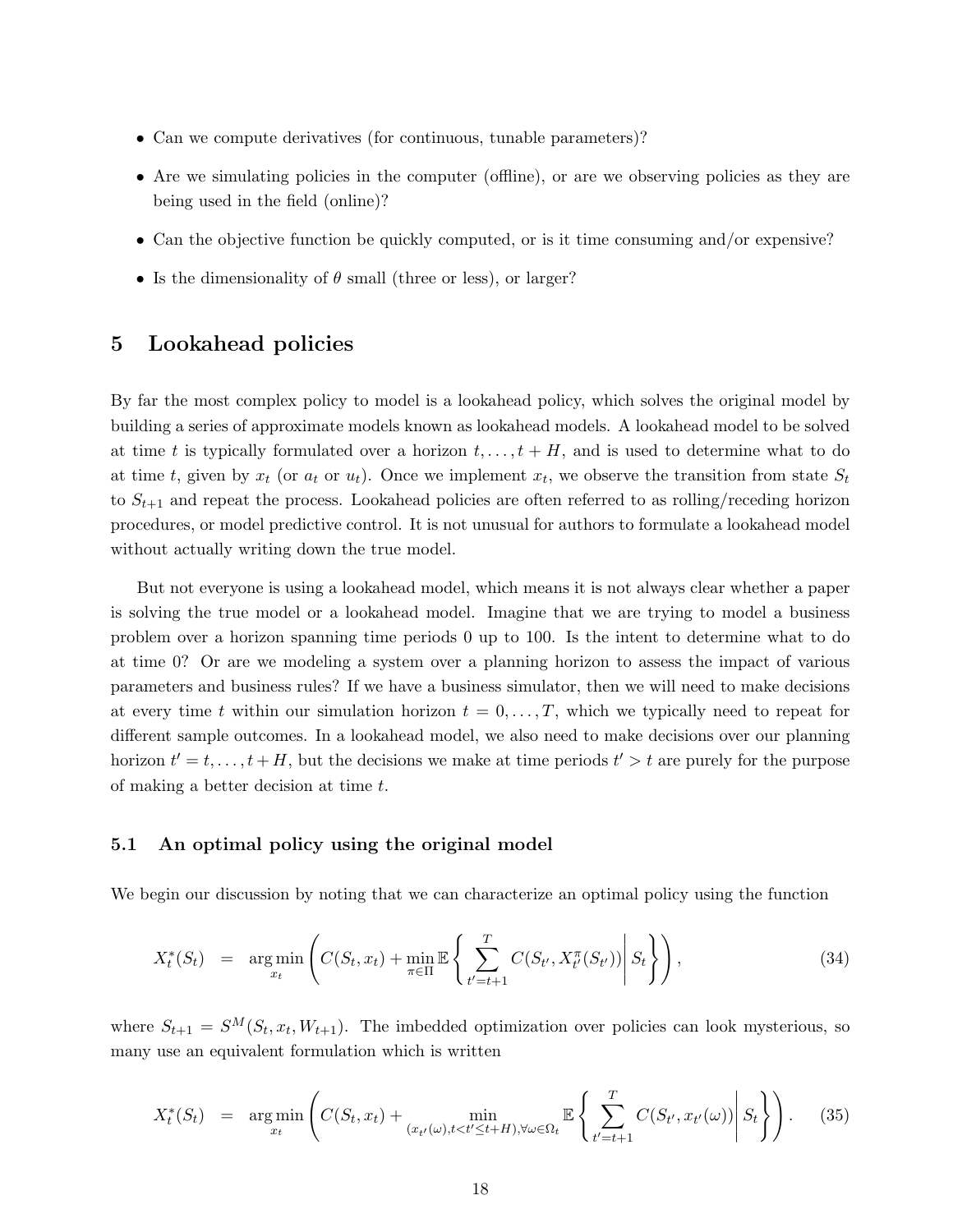- Can we compute derivatives (for continuous, tunable parameters)?
- Are we simulating policies in the computer (offline), or are we observing policies as they are being used in the field (online)?
- Can the objective function be quickly computed, or is it time consuming and/or expensive?
- Is the dimensionality of $\theta$ small (three or less), or larger?

## 5 Lookahead policies

By far the most complex policy to model is a lookahead policy, which solves the original model by building a series of approximate models known as lookahead models. A lookahead model to be solved at time $t$ is typically formulated over a horizon $t, \ldots, t+H$, and is used to determine what to do at time $t$, given by $x_t$ (or $a_t$ or $u_t$). Once we implement $x_t$, we observe the transition from state $S_t$ to $S_{t+1}$ and repeat the process. Lookahead policies are often referred to as rolling/receding horizon procedures, or model predictive control. It is not unusual for authors to formulate a lookahead model without actually writing down the true model.

But not everyone is using a lookahead model, which means it is not always clear whether a paper is solving the true model or a lookahead model. Imagine that we are trying to model a business problem over a horizon spanning time periods 0 up to 100. Is the intent to determine what to do at time 0? Or are we modeling a system over a planning horizon to assess the impact of various parameters and business rules? If we have a business simulator, then we will need to make decisions at every time $t$ within our simulation horizon $t = 0, \ldots, T$, which we typically need to repeat for different sample outcomes. In a lookahead model, we also need to make decisions over our planning horizon $t' = t, \ldots, t+H$, but the decisions we make at time periods $t' > t$ are purely for the purpose of making a better decision at time $t$.

### 5.1 An optimal policy using the original model

We begin our discussion by noting that we can characterize an optimal policy using the function

$$X_t^*(S_t) \quad = \quad \arg\min_{x_t} \left( C(S_t, x_t) + \min_{\pi \in \Pi} \mathbb{E} \left\{ \sum_{t'=t+1}^{T} C(S_{t'}, X_{t'}^{\pi}(S_{t'})) \middle| S_t \right\} \right), \tag{34}$$

where $S_{t+1} = S^M(S_t, x_t, W_{t+1})$. The imbedded optimization over policies can look mysterious, so many use an equivalent formulation which is written

$$X_t^*(S_t) \quad = \quad \arg\min_{x_t} \left( C(S_t, x_t) + \min_{(x_{t'}(\omega), t < t' \leq t+H), \forall \omega \in \Omega_t} \mathbb{E} \left\{ \sum_{t'=t+1}^{T} C(S_{t'}, x_{t'}(\omega)) \middle| S_t \right\} \right). \tag{35}$$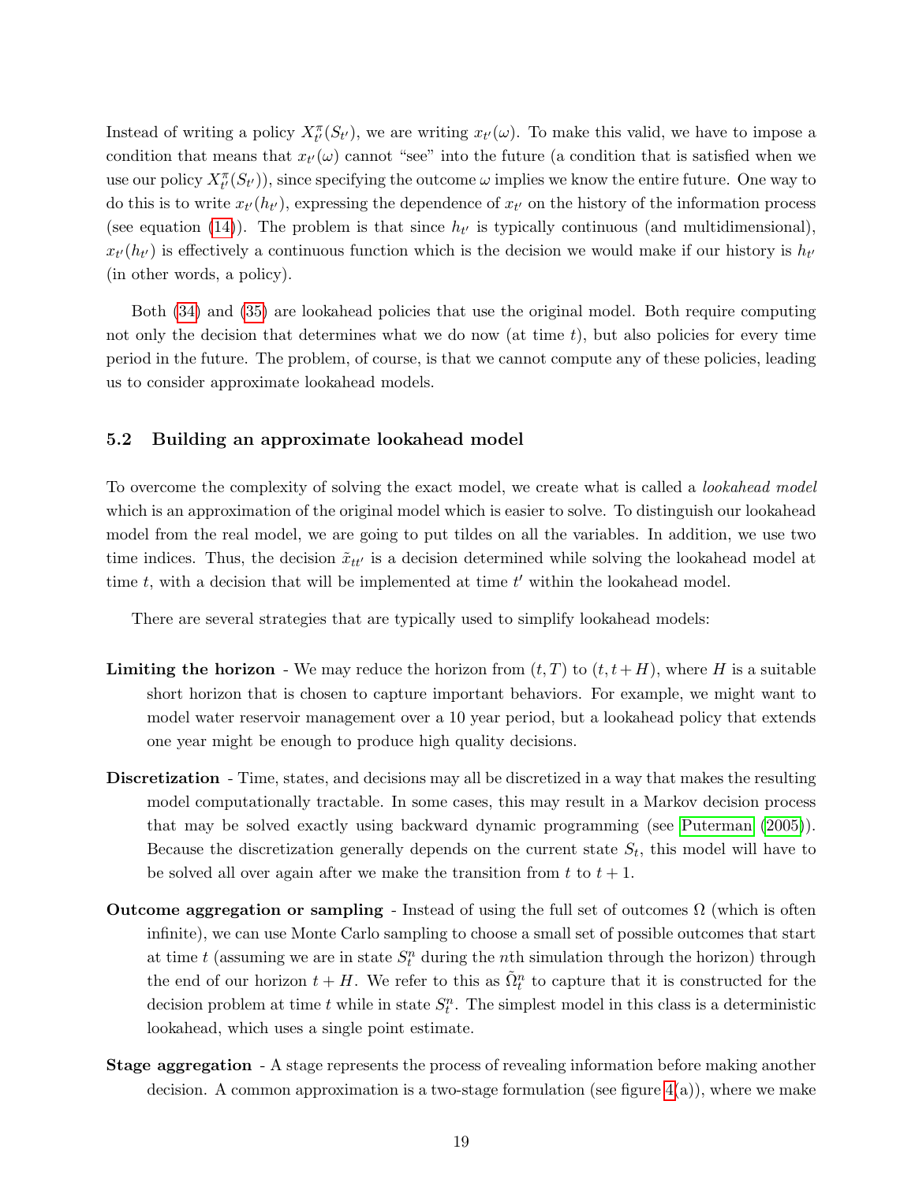Instead of writing a policy $X^\pi_{t'}(S_{t'})$, we are writing $x_{t'}(\omega)$. To make this valid, we have to impose a condition that means that $x_{t'}(\omega)$ cannot "see" into the future (a condition that is satisfied when we use our policy $X^\pi_{t'}(S_{t'})$), since specifying the outcome $\omega$ implies we know the entire future. One way to do this is to write $x_{t'}(h_{t'})$, expressing the dependence of $x_{t'}$ on the history of the information process (see equation (14)). The problem is that since $h_{t'}$ is typically continuous (and multidimensional), $x_{t'}(h_{t'})$ is effectively a continuous function which is the decision we would make if our history is $h_{t'}$ (in other words, a policy).

Both (34) and (35) are lookahead policies that use the original model. Both require computing not only the decision that determines what we do now (at time $t$), but also policies for every time period in the future. The problem, of course, is that we cannot compute any of these policies, leading us to consider approximate lookahead models.

### 5.2 Building an approximate lookahead model

To overcome the complexity of solving the exact model, we create what is called a *lookahead model* which is an approximation of the original model which is easier to solve. To distinguish our lookahead model from the real model, we are going to put tildes on all the variables. In addition, we use two time indices. Thus, the decision $\tilde{x}_{tt'}$ is a decision determined while solving the lookahead model at time $t$, with a decision that will be implemented at time $t'$ within the lookahead model.

There are several strategies that are typically used to simplify lookahead models:

**Limiting the horizon** - We may reduce the horizon from $(t, T)$ to $(t, t+H)$, where $H$ is a suitable short horizon that is chosen to capture important behaviors. For example, we might want to model water reservoir management over a 10 year period, but a lookahead policy that extends one year might be enough to produce high quality decisions.

**Discretization** - Time, states, and decisions may all be discretized in a way that makes the resulting model computationally tractable. In some cases, this may result in a Markov decision process that may be solved exactly using backward dynamic programming (see Puterman (2005)). Because the discretization generally depends on the current state $S_t$, this model will have to be solved all over again after we make the transition from $t$ to $t+1$.

**Outcome aggregation or sampling** - Instead of using the full set of outcomes $\Omega$ (which is often infinite), we can use Monte Carlo sampling to choose a small set of possible outcomes that start at time $t$ (assuming we are in state $S^n_t$ during the $n$th simulation through the horizon) through the end of our horizon $t+H$. We refer to this as $\tilde{\Omega}^n_t$ to capture that it is constructed for the decision problem at time $t$ while in state $S^n_t$. The simplest model in this class is a deterministic lookahead, which uses a single point estimate.

**Stage aggregation** - A stage represents the process of revealing information before making another decision. A common approximation is a two-stage formulation (see figure 4(a)), where we make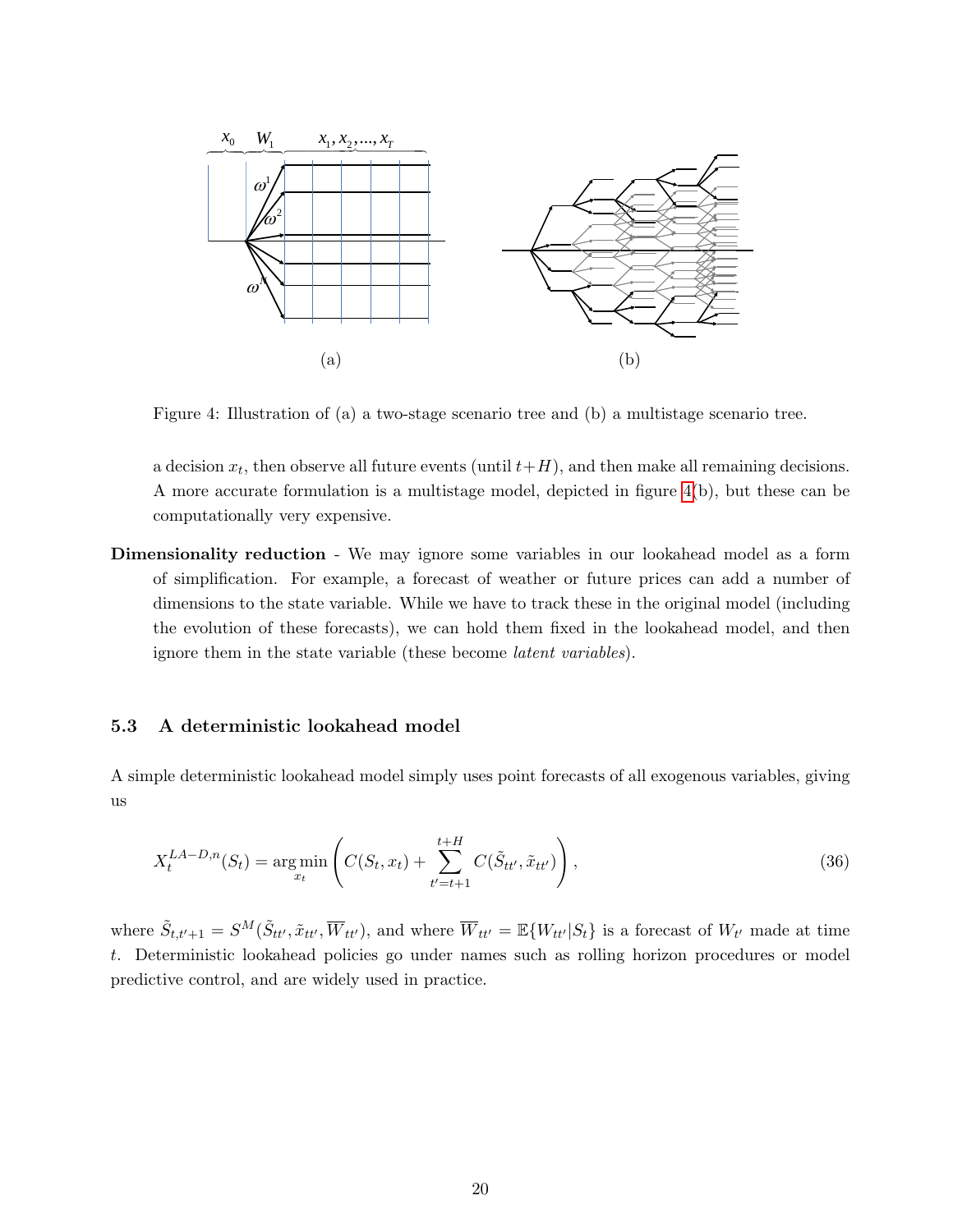Figure 4: Illustration of (a) a two-stage scenario tree and (b) a multistage scenario tree.

a decision $x_t$, then observe all future events (until $t+H$), and then make all remaining decisions. A more accurate formulation is a multistage model, depicted in figure 4(b), but these can be computationally very expensive.

**Dimensionality reduction** - We may ignore some variables in our lookahead model as a form of simplification. For example, a forecast of weather or future prices can add a number of dimensions to the state variable. While we have to track these in the original model (including the evolution of these forecasts), we can hold them fixed in the lookahead model, and then ignore them in the state variable (these become *latent variables*).

### 5.3 A deterministic lookahead model

A simple deterministic lookahead model simply uses point forecasts of all exogenous variables, giving us

$$X_t^{LA-D,n}(S_t) = \arg\min_{x_t} \left( C(S_t, x_t) + \sum_{t'=t+1}^{t+H} C(\tilde{S}_{tt'}, \tilde{x}_{tt'}) \right), \tag{36}$$

where $\tilde{S}_{t,t'+1} = S^M(\tilde{S}_{tt'}, \tilde{x}_{tt'}, \overline{W}_{tt'})$, and where $\overline{W}_{tt'} = \mathbb{E}\{W_{tt'}|S_t\}$ is a forecast of $W_{t'}$ made at time $t$. Deterministic lookahead policies go under names such as rolling horizon procedures or model predictive control, and are widely used in practice.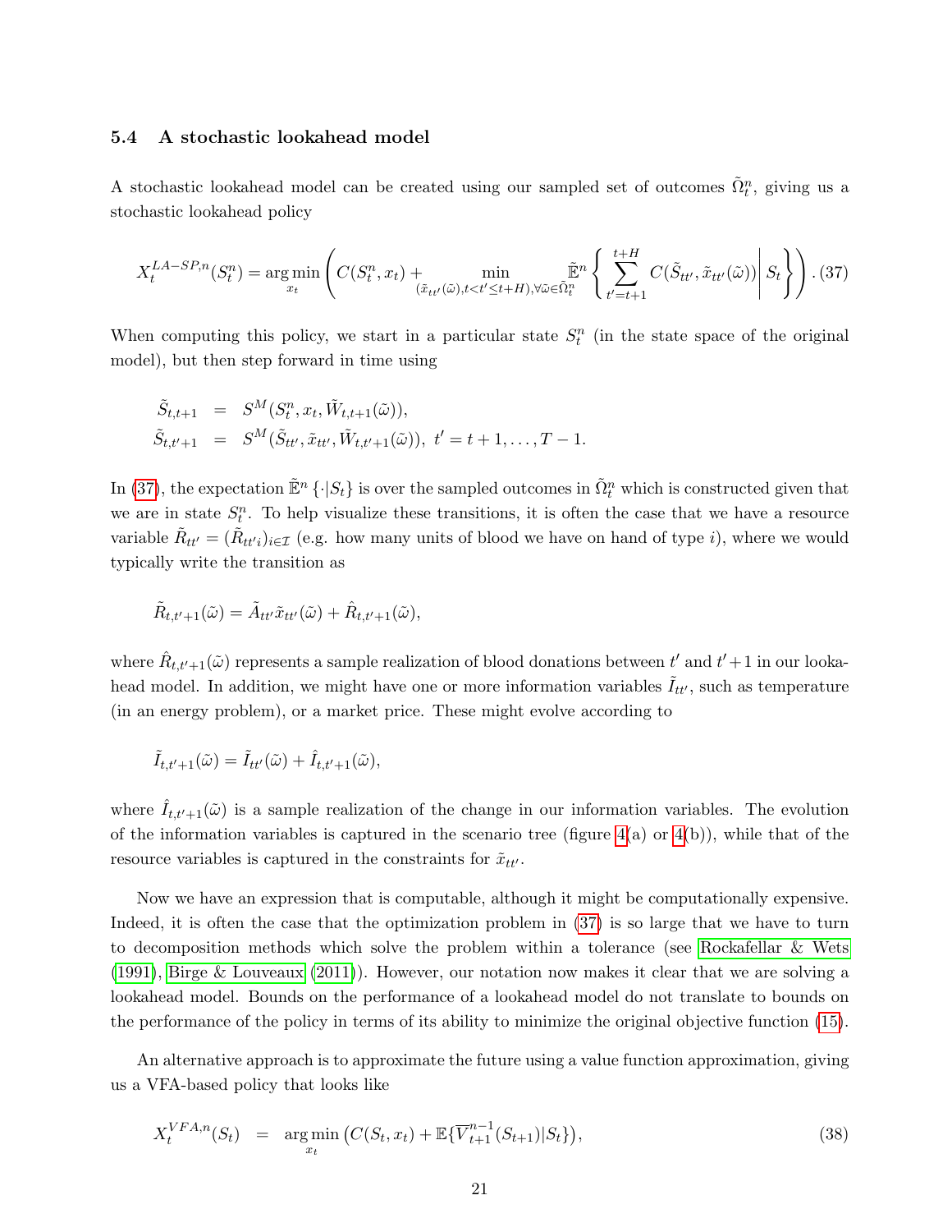### 5.4 A stochastic lookahead model

A stochastic lookahead model can be created using our sampled set of outcomes $\tilde{\Omega}^n_t$, giving us a stochastic lookahead policy

$$X^{LA-SP,n}_t(S^n_t) = \arg\min_{x_t} \left( C(S^n_t, x_t) + \min_{(\tilde{x}_{tt'}(\tilde{\omega}), t<t'\leq t+H), \forall \tilde{\omega} \in \tilde{\Omega}^n_t} \tilde{\mathbb{E}}^n \left\{ \sum_{t'=t+1}^{t+H} C(\tilde{S}_{tt'}, \tilde{x}_{tt'}(\tilde{\omega})) \middle| S_t \right\} \right). \quad (37)$$

When computing this policy, we start in a particular state $S^n_t$ (in the state space of the original model), but then step forward in time using

$$\begin{aligned}
\tilde{S}_{t,t+1} &= S^M(S^n_t, x_t, \tilde{W}_{t,t+1}(\tilde{\omega})), \\
\tilde{S}_{t,t'+1} &= S^M(\tilde{S}_{tt'}, \tilde{x}_{tt'}, \tilde{W}_{t,t'+1}(\tilde{\omega})), \ t' = t+1, \ldots, T-1.
\end{aligned}$$

In (37), the expectation $\tilde{\mathbb{E}}^n\{\cdot|S_t\}$ is over the sampled outcomes in $\tilde{\Omega}^n_t$ which is constructed given that we are in state $S^n_t$. To help visualize these transitions, it is often the case that we have a resource variable $\tilde{R}_{tt'} = (\tilde{R}_{tt'i})_{i\in\mathcal{I}}$ (e.g. how many units of blood we have on hand of type $i$), where we would typically write the transition as

$$\tilde{R}_{t,t'+1}(\tilde{\omega}) = \tilde{A}_{tt'}\tilde{x}_{tt'}(\tilde{\omega}) + \hat{R}_{t,t'+1}(\tilde{\omega}),$$

where $\hat{R}_{t,t'+1}(\tilde{\omega})$ represents a sample realization of blood donations between $t'$ and $t'+1$ in our lookahead model. In addition, we might have one or more information variables $\tilde{I}_{tt'}$, such as temperature (in an energy problem), or a market price. These might evolve according to

$$\tilde{I}_{t,t'+1}(\tilde{\omega}) = \tilde{I}_{tt'}(\tilde{\omega}) + \hat{I}_{t,t'+1}(\tilde{\omega}),$$

where $\hat{I}_{t,t'+1}(\tilde{\omega})$ is a sample realization of the change in our information variables. The evolution of the information variables is captured in the scenario tree (figure 4(a) or 4(b)), while that of the resource variables is captured in the constraints for $\tilde{x}_{tt'}$.

Now we have an expression that is computable, although it might be computationally expensive. Indeed, it is often the case that the optimization problem in (37) is so large that we have to turn to decomposition methods which solve the problem within a tolerance (see Rockafellar & Wets (1991), Birge & Louveaux (2011)). However, our notation now makes it clear that we are solving a lookahead model. Bounds on the performance of a lookahead model do not translate to bounds on the performance of the policy in terms of its ability to minimize the original objective function (15).

An alternative approach is to approximate the future using a value function approximation, giving us a VFA-based policy that looks like

$$X^{VFA,n}_t(S_t) = \arg\min_{x_t} \left( C(S_t, x_t) + \mathbb{E}\{\overline{V}^{n-1}_{t+1}(S_{t+1})|S_t\} \right), \quad (38)$$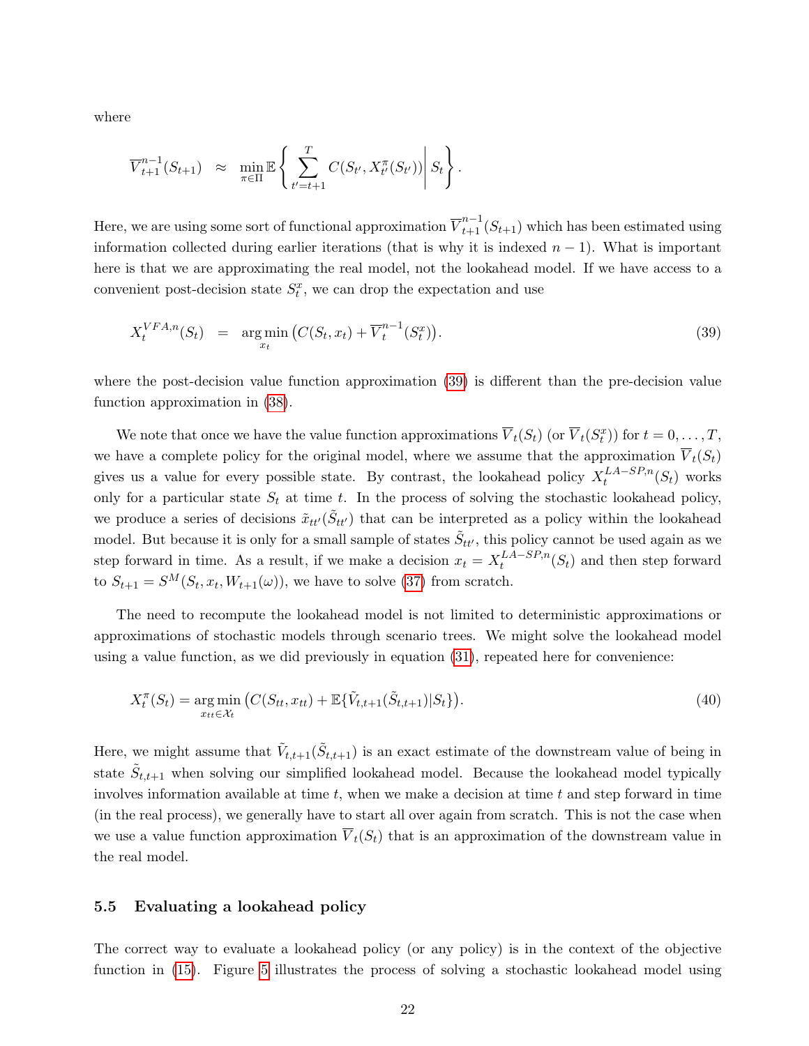where

$$\overline{V}^{n-1}_{t+1}(S_{t+1}) \quad \approx \quad \min_{\pi \in \Pi} \mathbb{E}\left\{ \sum_{t'=t+1}^{T} C(S_{t'}, X^{\pi}_{t'}(S_{t'})) \middle| S_t \right\}.$$

Here, we are using some sort of functional approximation $\overline{V}^{n-1}_{t+1}(S_{t+1})$ which has been estimated using information collected during earlier iterations (that is why it is indexed $n-1$). What is important here is that we are approximating the real model, not the lookahead model. If we have access to a convenient post-decision state $S^x_t$, we can drop the expectation and use

$$X^{VFA,n}_t(S_t) \quad = \quad \arg\min_{x_t} \left( C(S_t, x_t) + \overline{V}^{n-1}_t(S^x_t) \right). \tag{39}$$

where the post-decision value function approximation (39) is different than the pre-decision value function approximation in (38).

We note that once we have the value function approximations $\overline{V}_t(S_t)$ (or $\overline{V}_t(S^x_t)$) for $t = 0, \ldots, T$, we have a complete policy for the original model, where we assume that the approximation $\overline{V}_t(S_t)$ gives us a value for every possible state. By contrast, the lookahead policy $X^{LA-SP,n}_t(S_t)$ works only for a particular state $S_t$ at time $t$. In the process of solving the stochastic lookahead policy, we produce a series of decisions $\tilde{x}_{tt'}(\tilde{S}_{tt'})$ that can be interpreted as a policy within the lookahead model. But because it is only for a small sample of states $\tilde{S}_{tt'}$, this policy cannot be used again as we step forward in time. As a result, if we make a decision $x_t = X^{LA-SP,n}_t(S_t)$ and then step forward to $S_{t+1} = S^M(S_t, x_t, W_{t+1}(\omega))$, we have to solve (37) from scratch.

The need to recompute the lookahead model is not limited to deterministic approximations or approximations of stochastic models through scenario trees. We might solve the lookahead model using a value function, as we did previously in equation (31), repeated here for convenience:

$$X^{\pi}_t(S_t) = \arg\min_{x_{tt} \in \mathcal{X}_t} \left( C(S_{tt}, x_{tt}) + \mathbb{E}\{\tilde{V}_{t,t+1}(\tilde{S}_{t,t+1}) | S_t\} \right). \tag{40}$$

Here, we might assume that $\tilde{V}_{t,t+1}(\tilde{S}_{t,t+1})$ is an exact estimate of the downstream value of being in state $\tilde{S}_{t,t+1}$ when solving our simplified lookahead model. Because the lookahead model typically involves information available at time $t$, when we make a decision at time $t$ and step forward in time (in the real process), we generally have to start all over again from scratch. This is not the case when we use a value function approximation $\overline{V}_t(S_t)$ that is an approximation of the downstream value in the real model.

## 5.5 Evaluating a lookahead policy

The correct way to evaluate a lookahead policy (or any policy) is in the context of the objective function in (15). Figure 5 illustrates the process of solving a stochastic lookahead model using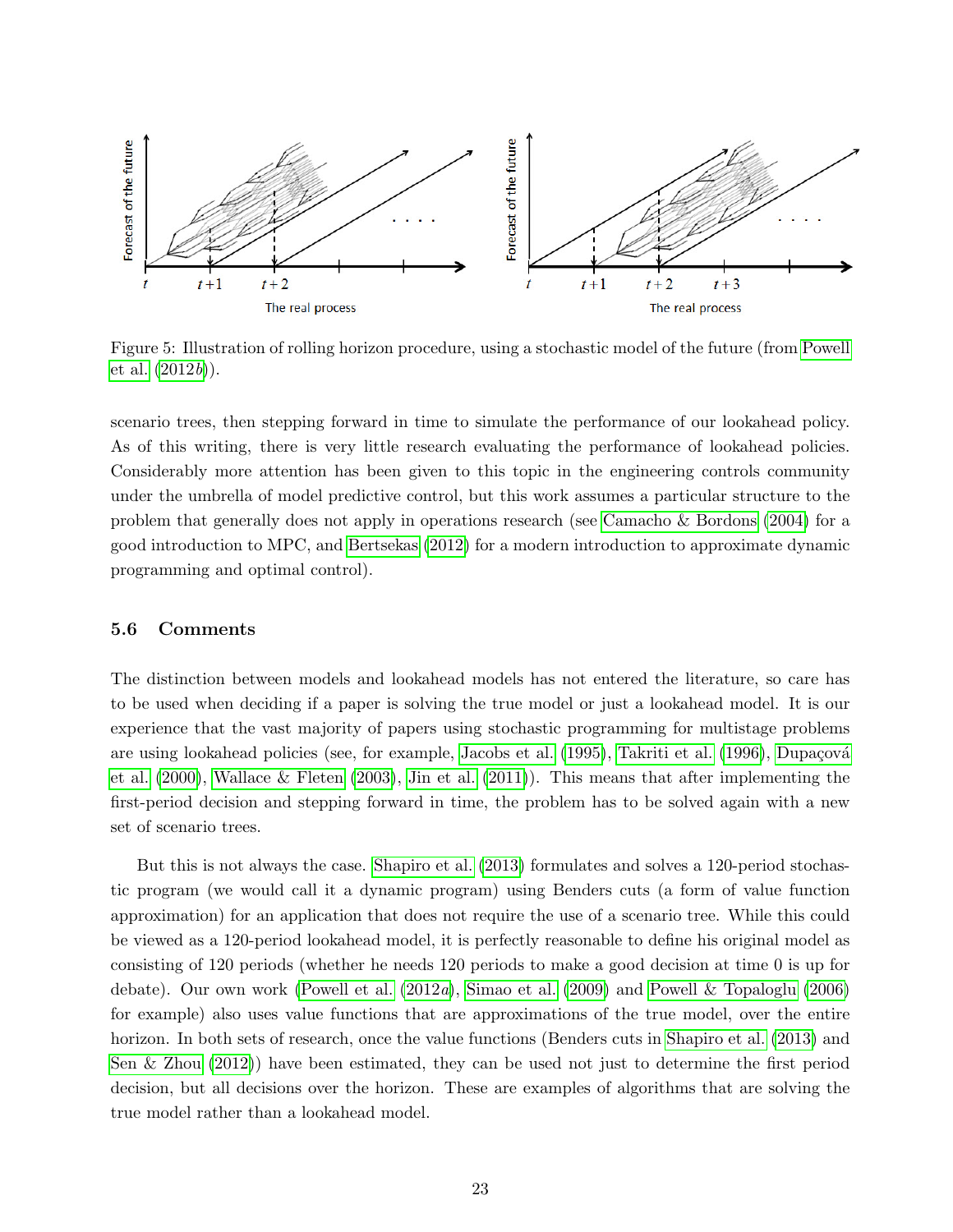Figure 5: Illustration of rolling horizon procedure, using a stochastic model of the future (from Powell et al. (2012*b*)).

scenario trees, then stepping forward in time to simulate the performance of our lookahead policy. As of this writing, there is very little research evaluating the performance of lookahead policies. Considerably more attention has been given to this topic in the engineering controls community under the umbrella of model predictive control, but this work assumes a particular structure to the problem that generally does not apply in operations research (see Camacho & Bordons (2004) for a good introduction to MPC, and Bertsekas (2012) for a modern introduction to approximate dynamic programming and optimal control).

### 5.6 Comments

The distinction between models and lookahead models has not entered the literature, so care has to be used when deciding if a paper is solving the true model or just a lookahead model. It is our experience that the vast majority of papers using stochastic programming for multistage problems are using lookahead policies (see, for example, Jacobs et al. (1995), Takriti et al. (1996), Dupaçová et al. (2000), Wallace & Fleten (2003), Jin et al. (2011)). This means that after implementing the first-period decision and stepping forward in time, the problem has to be solved again with a new set of scenario trees.

But this is not always the case. Shapiro et al. (2013) formulates and solves a 120-period stochastic program (we would call it a dynamic program) using Benders cuts (a form of value function approximation) for an application that does not require the use of a scenario tree. While this could be viewed as a 120-period lookahead model, it is perfectly reasonable to define his original model as consisting of 120 periods (whether he needs 120 periods to make a good decision at time 0 is up for debate). Our own work (Powell et al. (2012*a*), Simao et al. (2009) and Powell & Topaloglu (2006) for example) also uses value functions that are approximations of the true model, over the entire horizon. In both sets of research, once the value functions (Benders cuts in Shapiro et al. (2013) and Sen & Zhou (2012)) have been estimated, they can be used not just to determine the first period decision, but all decisions over the horizon. These are examples of algorithms that are solving the true model rather than a lookahead model.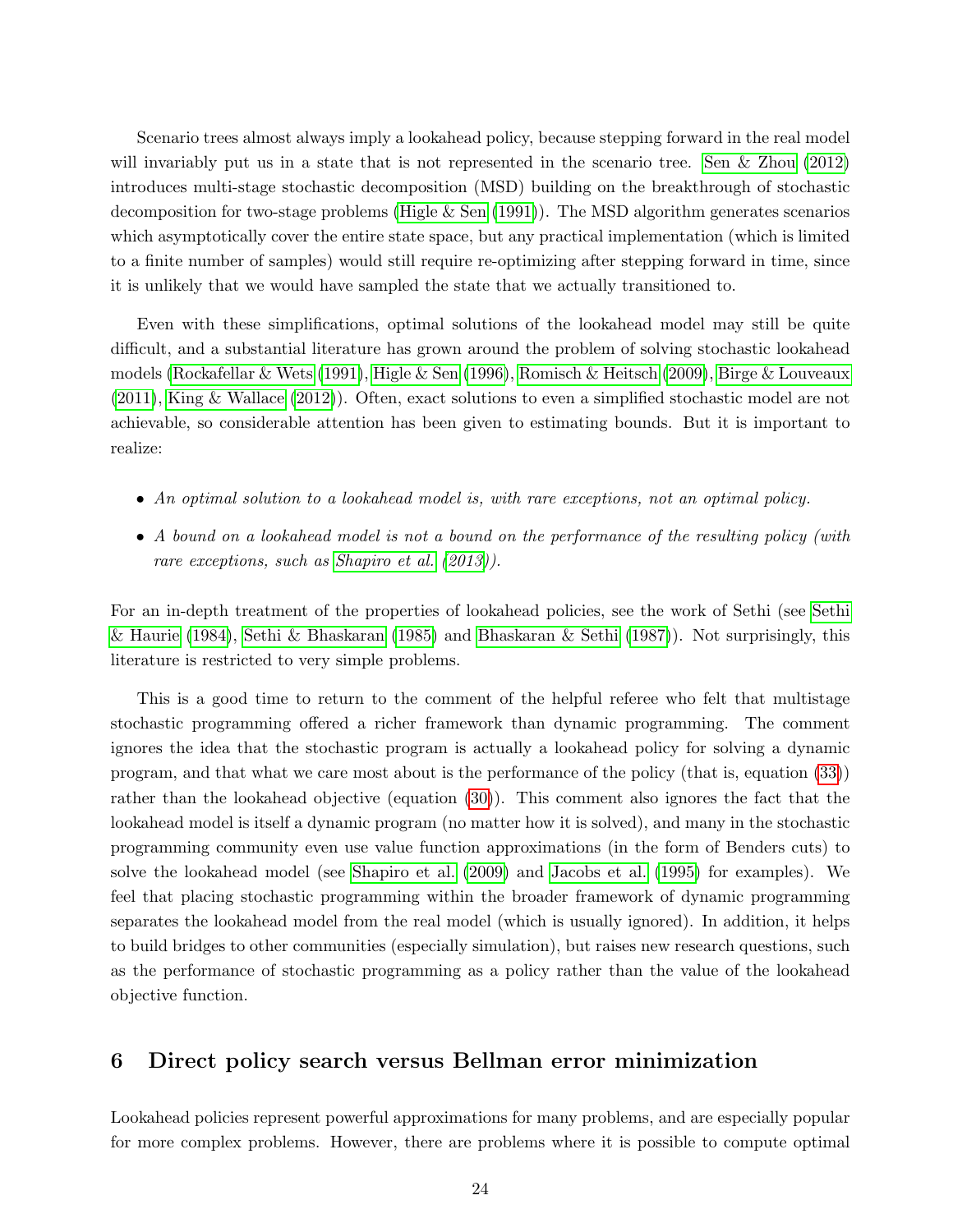Scenario trees almost always imply a lookahead policy, because stepping forward in the real model will invariably put us in a state that is not represented in the scenario tree. Sen & Zhou (2012) introduces multi-stage stochastic decomposition (MSD) building on the breakthrough of stochastic decomposition for two-stage problems (Higle & Sen (1991)). The MSD algorithm generates scenarios which asymptotically cover the entire state space, but any practical implementation (which is limited to a finite number of samples) would still require re-optimizing after stepping forward in time, since it is unlikely that we would have sampled the state that we actually transitioned to.

Even with these simplifications, optimal solutions of the lookahead model may still be quite difficult, and a substantial literature has grown around the problem of solving stochastic lookahead models (Rockafellar & Wets (1991), Higle & Sen (1996), Romisch & Heitsch (2009), Birge & Louveaux (2011), King & Wallace (2012)). Often, exact solutions to even a simplified stochastic model are not achievable, so considerable attention has been given to estimating bounds. But it is important to realize:

- *An optimal solution to a lookahead model is, with rare exceptions, not an optimal policy.*
- *A bound on a lookahead model is not a bound on the performance of the resulting policy (with rare exceptions, such as Shapiro et al. (2013)).*

For an in-depth treatment of the properties of lookahead policies, see the work of Sethi (see Sethi & Haurie (1984), Sethi & Bhaskaran (1985) and Bhaskaran & Sethi (1987)). Not surprisingly, this literature is restricted to very simple problems.

This is a good time to return to the comment of the helpful referee who felt that multistage stochastic programming offered a richer framework than dynamic programming. The comment ignores the idea that the stochastic program is actually a lookahead policy for solving a dynamic program, and that what we care most about is the performance of the policy (that is, equation (33)) rather than the lookahead objective (equation (30)). This comment also ignores the fact that the lookahead model is itself a dynamic program (no matter how it is solved), and many in the stochastic programming community even use value function approximations (in the form of Benders cuts) to solve the lookahead model (see Shapiro et al. (2009) and Jacobs et al. (1995) for examples). We feel that placing stochastic programming within the broader framework of dynamic programming separates the lookahead model from the real model (which is usually ignored). In addition, it helps to build bridges to other communities (especially simulation), but raises new research questions, such as the performance of stochastic programming as a policy rather than the value of the lookahead objective function.

# 6 Direct policy search versus Bellman error minimization

Lookahead policies represent powerful approximations for many problems, and are especially popular for more complex problems. However, there are problems where it is possible to compute optimal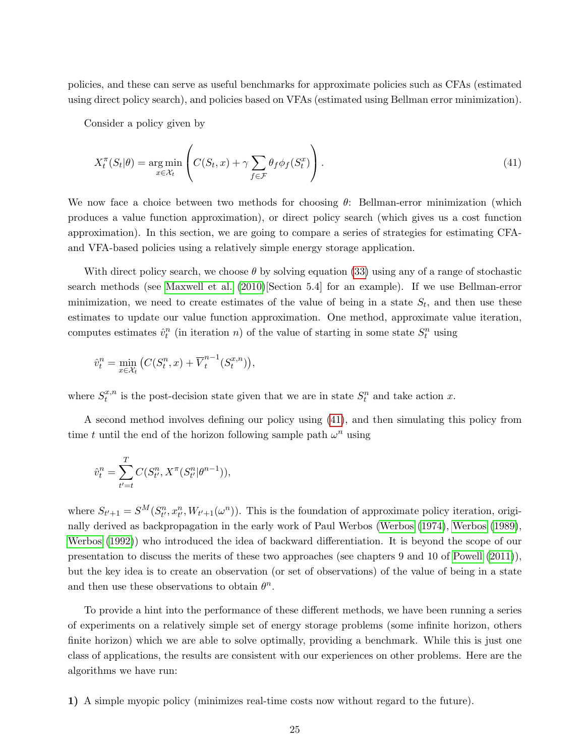policies, and these can serve as useful benchmarks for approximate policies such as CFAs (estimated using direct policy search), and policies based on VFAs (estimated using Bellman error minimization).

Consider a policy given by

$$X_t^\pi(S_t|\theta) = \arg\min_{x \in \mathcal{X}_t} \left( C(S_t, x) + \gamma \sum_{f \in \mathcal{F}} \theta_f \phi_f(S_t^x) \right). \tag{41}$$

We now face a choice between two methods for choosing $\theta$: Bellman-error minimization (which produces a value function approximation), or direct policy search (which gives us a cost function approximation). In this section, we are going to compare a series of strategies for estimating CFA- and VFA-based policies using a relatively simple energy storage application.

With direct policy search, we choose $\theta$ by solving equation (33) using any of a range of stochastic search methods (see Maxwell et al. (2010)[Section 5.4] for an example). If we use Bellman-error minimization, we need to create estimates of the value of being in a state $S_t$, and then use these estimates to update our value function approximation. One method, approximate value iteration, computes estimates $\hat{v}_t^n$ (in iteration $n$) of the value of starting in some state $S_t^n$ using

$$\hat{v}_t^n = \min_{x \in \mathcal{X}_t} \left( C(S_t^n, x) + \overline{V}_t^{n-1}(S_t^{x,n}) \right),$$

where $S_t^{x,n}$ is the post-decision state given that we are in state $S_t^n$ and take action $x$.

A second method involves defining our policy using (41), and then simulating this policy from time $t$ until the end of the horizon following sample path $\omega^n$ using

$$\hat{v}_t^n = \sum_{t'=t}^{T} C(S_{t'}^n, X^\pi(S_{t'}^n|\theta^{n-1})),$$

where $S_{t'+1} = S^M(S_{t'}^n, x_{t'}^n, W_{t'+1}(\omega^n))$. This is the foundation of approximate policy iteration, originally derived as backpropagation in the early work of Paul Werbos (Werbos (1974), Werbos (1989), Werbos (1992)) who introduced the idea of backward differentiation. It is beyond the scope of our presentation to discuss the merits of these two approaches (see chapters 9 and 10 of Powell (2011)), but the key idea is to create an observation (or set of observations) of the value of being in a state and then use these observations to obtain $\theta^n$.

To provide a hint into the performance of these different methods, we have been running a series of experiments on a relatively simple set of energy storage problems (some infinite horizon, others finite horizon) which we are able to solve optimally, providing a benchmark. While this is just one class of applications, the results are consistent with our experiences on other problems. Here are the algorithms we have run:

**1)** A simple myopic policy (minimizes real-time costs now without regard to the future).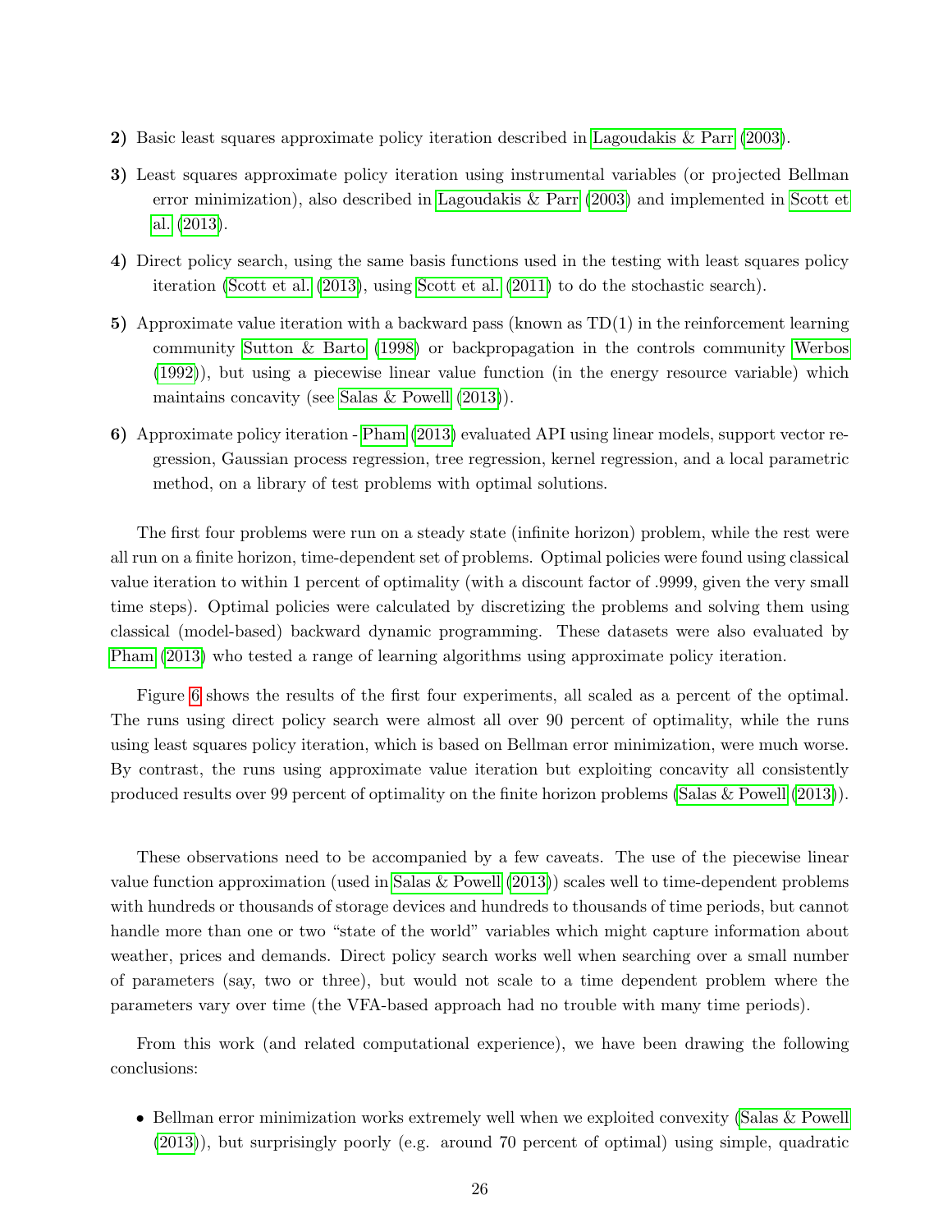**2)** Basic least squares approximate policy iteration described in Lagoudakis & Parr (2003).

**3)** Least squares approximate policy iteration using instrumental variables (or projected Bellman error minimization), also described in Lagoudakis & Parr (2003) and implemented in Scott et al. (2013).

**4)** Direct policy search, using the same basis functions used in the testing with least squares policy iteration (Scott et al. (2013), using Scott et al. (2011) to do the stochastic search).

**5)** Approximate value iteration with a backward pass (known as TD(1) in the reinforcement learning community Sutton & Barto (1998) or backpropagation in the controls community Werbos (1992)), but using a piecewise linear value function (in the energy resource variable) which maintains concavity (see Salas & Powell (2013)).

**6)** Approximate policy iteration - Pham (2013) evaluated API using linear models, support vector regression, Gaussian process regression, tree regression, kernel regression, and a local parametric method, on a library of test problems with optimal solutions.

The first four problems were run on a steady state (infinite horizon) problem, while the rest were all run on a finite horizon, time-dependent set of problems. Optimal policies were found using classical value iteration to within 1 percent of optimality (with a discount factor of .9999, given the very small time steps). Optimal policies were calculated by discretizing the problems and solving them using classical (model-based) backward dynamic programming. These datasets were also evaluated by Pham (2013) who tested a range of learning algorithms using approximate policy iteration.

Figure 6 shows the results of the first four experiments, all scaled as a percent of the optimal. The runs using direct policy search were almost all over 90 percent of optimality, while the runs using least squares policy iteration, which is based on Bellman error minimization, were much worse. By contrast, the runs using approximate value iteration but exploiting concavity all consistently produced results over 99 percent of optimality on the finite horizon problems (Salas & Powell (2013)).

These observations need to be accompanied by a few caveats. The use of the piecewise linear value function approximation (used in Salas & Powell (2013)) scales well to time-dependent problems with hundreds or thousands of storage devices and hundreds to thousands of time periods, but cannot handle more than one or two "state of the world" variables which might capture information about weather, prices and demands. Direct policy search works well when searching over a small number of parameters (say, two or three), but would not scale to a time dependent problem where the parameters vary over time (the VFA-based approach had no trouble with many time periods).

From this work (and related computational experience), we have been drawing the following conclusions:

- Bellman error minimization works extremely well when we exploited convexity (Salas & Powell (2013)), but surprisingly poorly (e.g. around 70 percent of optimal) using simple, quadratic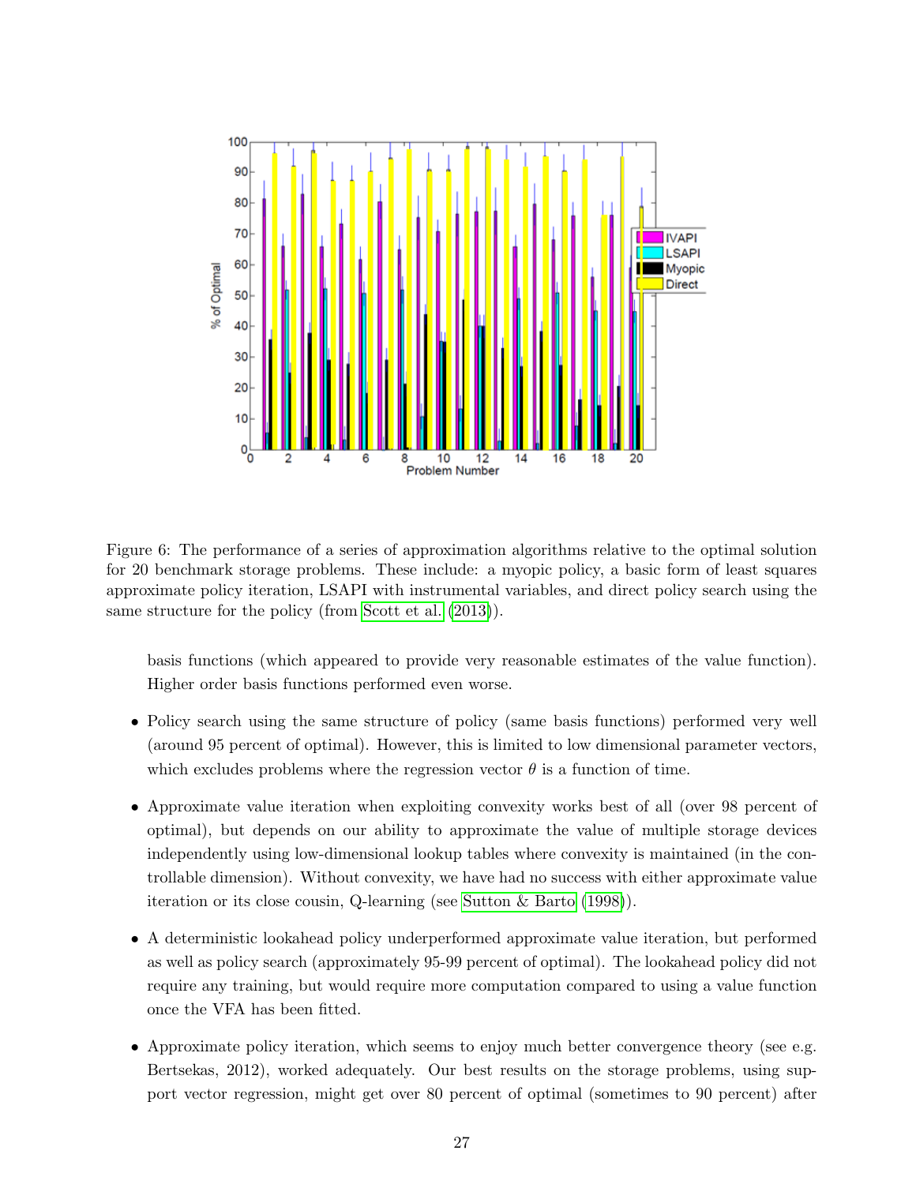Figure 6: The performance of a series of approximation algorithms relative to the optimal solution for 20 benchmark storage problems. These include: a myopic policy, a basic form of least squares approximate policy iteration, LSAPI with instrumental variables, and direct policy search using the same structure for the policy (from Scott et al. (2013)).

basis functions (which appeared to provide very reasonable estimates of the value function). Higher order basis functions performed even worse.

- Policy search using the same structure of policy (same basis functions) performed very well (around 95 percent of optimal). However, this is limited to low dimensional parameter vectors, which excludes problems where the regression vector $\theta$ is a function of time.

- Approximate value iteration when exploiting convexity works best of all (over 98 percent of optimal), but depends on our ability to approximate the value of multiple storage devices independently using low-dimensional lookup tables where convexity is maintained (in the controllable dimension). Without convexity, we have had no success with either approximate value iteration or its close cousin, Q-learning (see Sutton & Barto (1998)).

- A deterministic lookahead policy underperformed approximate value iteration, but performed as well as policy search (approximately 95-99 percent of optimal). The lookahead policy did not require any training, but would require more computation compared to using a value function once the VFA has been fitted.

- Approximate policy iteration, which seems to enjoy much better convergence theory (see e.g. Bertsekas, 2012), worked adequately. Our best results on the storage problems, using support vector regression, might get over 80 percent of optimal (sometimes to 90 percent) after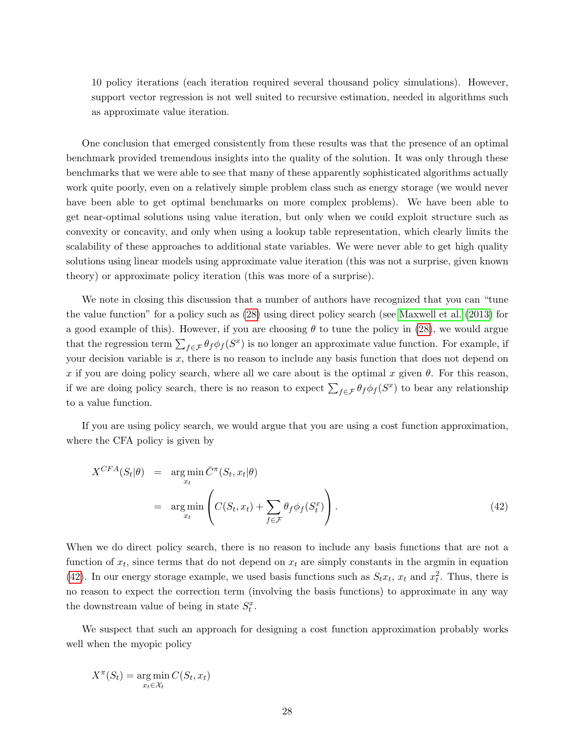10 policy iterations (each iteration required several thousand policy simulations). However, support vector regression is not well suited to recursive estimation, needed in algorithms such as approximate value iteration.

One conclusion that emerged consistently from these results was that the presence of an optimal benchmark provided tremendous insights into the quality of the solution. It was only through these benchmarks that we were able to see that many of these apparently sophisticated algorithms actually work quite poorly, even on a relatively simple problem class such as energy storage (we would never have been able to get optimal benchmarks on more complex problems). We have been able to get near-optimal solutions using value iteration, but only when we could exploit structure such as convexity or concavity, and only when using a lookup table representation, which clearly limits the scalability of these approaches to additional state variables. We were never able to get high quality solutions using linear models using approximate value iteration (this was not a surprise, given known theory) or approximate policy iteration (this was more of a surprise).

We note in closing this discussion that a number of authors have recognized that you can "tune the value function" for a policy such as (28) using direct policy search (see Maxwell et al. (2013) for a good example of this). However, if you are choosing $\theta$ to tune the policy in (28), we would argue that the regression term $\sum_{f\in\mathcal{F}}\theta_f\phi_f(S^x)$ is no longer an approximate value function. For example, if your decision variable is $x$, there is no reason to include any basis function that does not depend on $x$ if you are doing policy search, where all we care about is the optimal $x$ given $\theta$. For this reason, if we are doing policy search, there is no reason to expect $\sum_{f\in\mathcal{F}}\theta_f\phi_f(S^x)$ to bear any relationship to a value function.

If you are using policy search, we would argue that you are using a cost function approximation, where the CFA policy is given by

$$
\begin{aligned}
X^{CFA}(S_t|\theta) &= \arg\min_{x_t} \bar{C}^\pi(S_t, x_t|\theta) \\
&= \arg\min_{x_t} \left( C(S_t, x_t) + \sum_{f\in\mathcal{F}} \theta_f \phi_f(S_t^x) \right). \qquad (42)
\end{aligned}
$$

When we do direct policy search, there is no reason to include any basis functions that are not a function of $x_t$, since terms that do not depend on $x_t$ are simply constants in the argmin in equation (42). In our energy storage example, we used basis functions such as $S_t x_t$, $x_t$ and $x_t^2$. Thus, there is no reason to expect the correction term (involving the basis functions) to approximate in any way the downstream value of being in state $S_t^x$.

We suspect that such an approach for designing a cost function approximation probably works well when the myopic policy

$$
X^\pi(S_t) = \arg\min_{x_t\in\mathcal{X}_t} C(S_t, x_t)
$$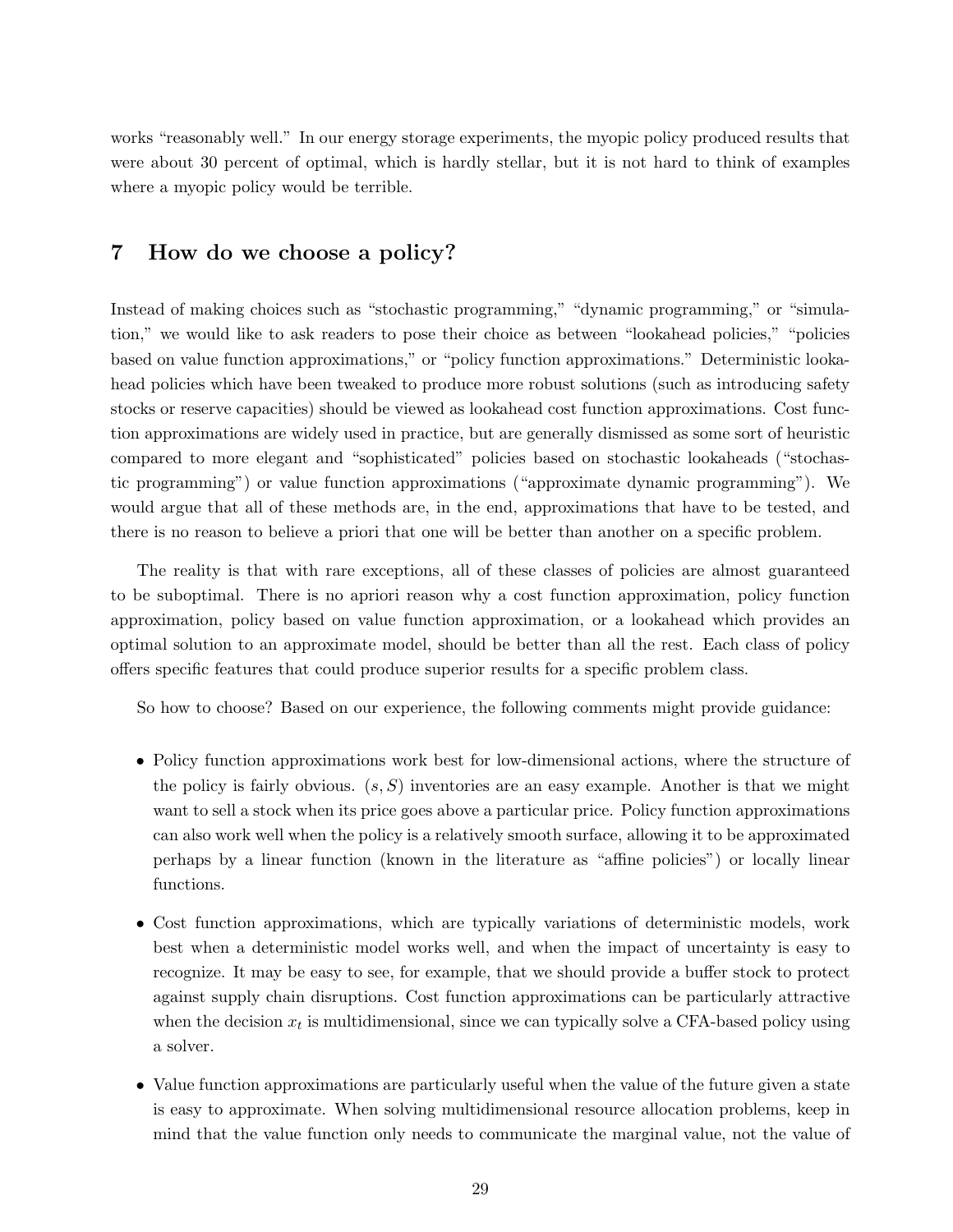works "reasonably well." In our energy storage experiments, the myopic policy produced results that were about 30 percent of optimal, which is hardly stellar, but it is not hard to think of examples where a myopic policy would be terrible.

## 7 How do we choose a policy?

Instead of making choices such as "stochastic programming," "dynamic programming," or "simulation," we would like to ask readers to pose their choice as between "lookahead policies," "policies based on value function approximations," or "policy function approximations." Deterministic lookahead policies which have been tweaked to produce more robust solutions (such as introducing safety stocks or reserve capacities) should be viewed as lookahead cost function approximations. Cost function approximations are widely used in practice, but are generally dismissed as some sort of heuristic compared to more elegant and "sophisticated" policies based on stochastic lookaheads ("stochastic programming") or value function approximations ("approximate dynamic programming"). We would argue that all of these methods are, in the end, approximations that have to be tested, and there is no reason to believe a priori that one will be better than another on a specific problem.

The reality is that with rare exceptions, all of these classes of policies are almost guaranteed to be suboptimal. There is no apriori reason why a cost function approximation, policy function approximation, policy based on value function approximation, or a lookahead which provides an optimal solution to an approximate model, should be better than all the rest. Each class of policy offers specific features that could produce superior results for a specific problem class.

So how to choose? Based on our experience, the following comments might provide guidance:

- Policy function approximations work best for low-dimensional actions, where the structure of the policy is fairly obvious. $(s, S)$ inventories are an easy example. Another is that we might want to sell a stock when its price goes above a particular price. Policy function approximations can also work well when the policy is a relatively smooth surface, allowing it to be approximated perhaps by a linear function (known in the literature as "affine policies") or locally linear functions.
- Cost function approximations, which are typically variations of deterministic models, work best when a deterministic model works well, and when the impact of uncertainty is easy to recognize. It may be easy to see, for example, that we should provide a buffer stock to protect against supply chain disruptions. Cost function approximations can be particularly attractive when the decision $x_t$ is multidimensional, since we can typically solve a CFA-based policy using a solver.
- Value function approximations are particularly useful when the value of the future given a state is easy to approximate. When solving multidimensional resource allocation problems, keep in mind that the value function only needs to communicate the marginal value, not the value of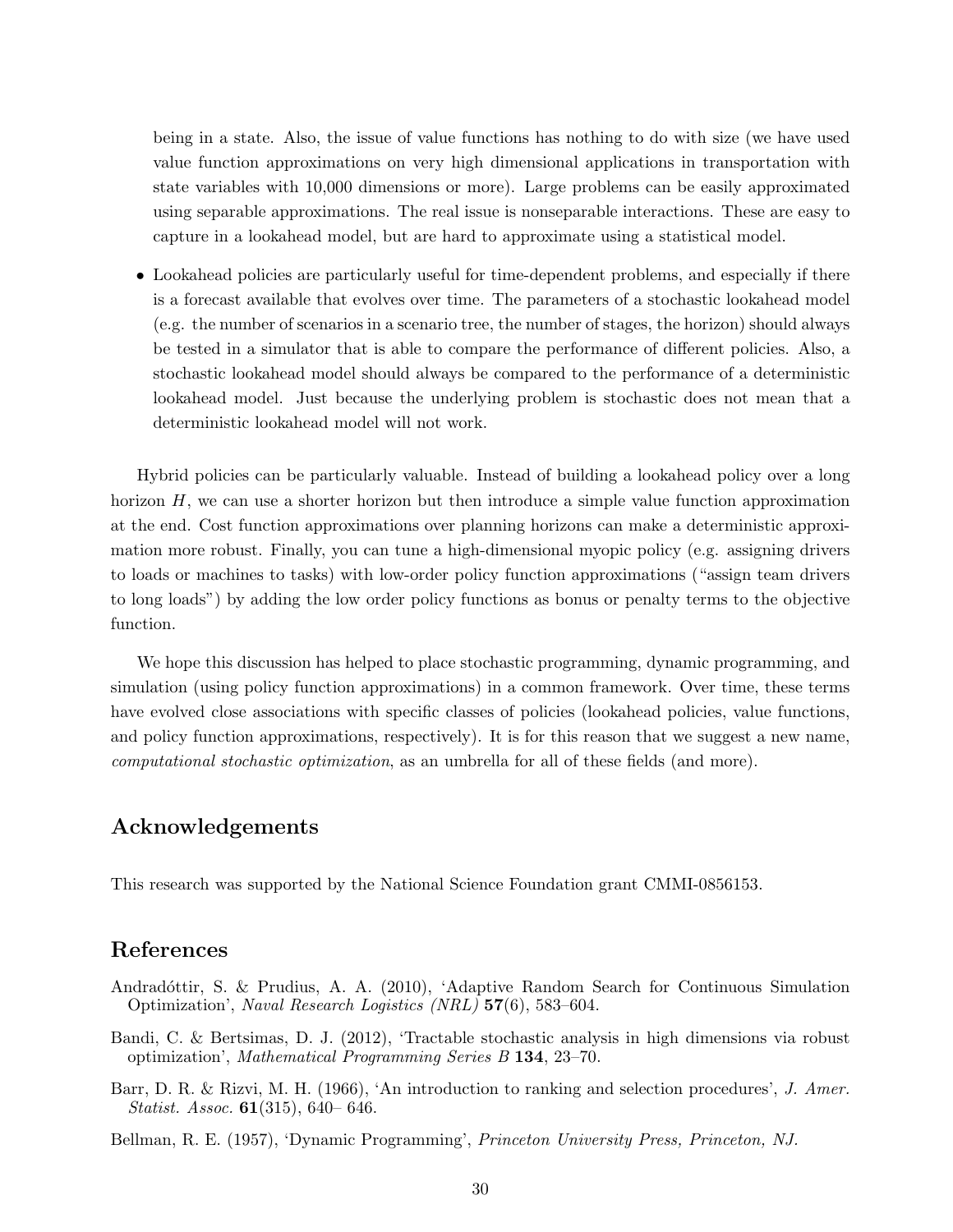being in a state. Also, the issue of value functions has nothing to do with size (we have used value function approximations on very high dimensional applications in transportation with state variables with 10,000 dimensions or more). Large problems can be easily approximated using separable approximations. The real issue is nonseparable interactions. These are easy to capture in a lookahead model, but are hard to approximate using a statistical model.

- Lookahead policies are particularly useful for time-dependent problems, and especially if there is a forecast available that evolves over time. The parameters of a stochastic lookahead model (e.g. the number of scenarios in a scenario tree, the number of stages, the horizon) should always be tested in a simulator that is able to compare the performance of different policies. Also, a stochastic lookahead model should always be compared to the performance of a deterministic lookahead model. Just because the underlying problem is stochastic does not mean that a deterministic lookahead model will not work.

Hybrid policies can be particularly valuable. Instead of building a lookahead policy over a long horizon $H$, we can use a shorter horizon but then introduce a simple value function approximation at the end. Cost function approximations over planning horizons can make a deterministic approximation more robust. Finally, you can tune a high-dimensional myopic policy (e.g. assigning drivers to loads or machines to tasks) with low-order policy function approximations ("assign team drivers to long loads") by adding the low order policy functions as bonus or penalty terms to the objective function.

We hope this discussion has helped to place stochastic programming, dynamic programming, and simulation (using policy function approximations) in a common framework. Over time, these terms have evolved close associations with specific classes of policies (lookahead policies, value functions, and policy function approximations, respectively). It is for this reason that we suggest a new name, *computational stochastic optimization*, as an umbrella for all of these fields (and more).

## Acknowledgements

This research was supported by the National Science Foundation grant CMMI-0856153.

## References

Andradóttir, S. & Prudius, A. A. (2010), 'Adaptive Random Search for Continuous Simulation Optimization', *Naval Research Logistics (NRL)* **57**(6), 583–604.

Bandi, C. & Bertsimas, D. J. (2012), 'Tractable stochastic analysis in high dimensions via robust optimization', *Mathematical Programming Series B* **134**, 23–70.

Barr, D. R. & Rizvi, M. H. (1966), 'An introduction to ranking and selection procedures', *J. Amer. Statist. Assoc.* **61**(315), 640– 646.

Bellman, R. E. (1957), 'Dynamic Programming', *Princeton University Press, Princeton, NJ.*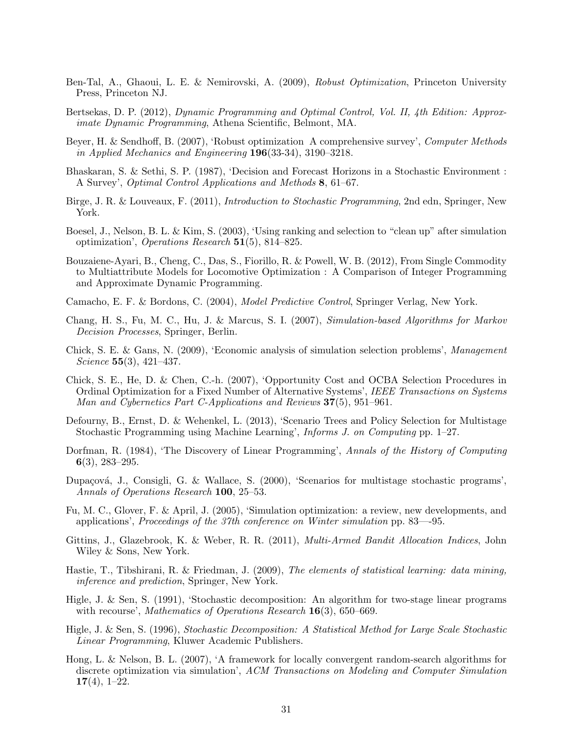Ben-Tal, A., Ghaoui, L. E. & Nemirovski, A. (2009), *Robust Optimization*, Princeton University Press, Princeton NJ.

Bertsekas, D. P. (2012), *Dynamic Programming and Optimal Control, Vol. II, 4th Edition: Approximate Dynamic Programming*, Athena Scientific, Belmont, MA.

Beyer, H. & Sendhoff, B. (2007), 'Robust optimization  A comprehensive survey', *Computer Methods in Applied Mechanics and Engineering* **196**(33-34), 3190–3218.

Bhaskaran, S. & Sethi, S. P. (1987), 'Decision and Forecast Horizons in a Stochastic Environment : A Survey', *Optimal Control Applications and Methods* **8**, 61–67.

Birge, J. R. & Louveaux, F. (2011), *Introduction to Stochastic Programming*, 2nd edn, Springer, New York.

Boesel, J., Nelson, B. L. & Kim, S. (2003), 'Using ranking and selection to "clean up" after simulation optimization', *Operations Research* **51**(5), 814–825.

Bouzaiene-Ayari, B., Cheng, C., Das, S., Fiorillo, R. & Powell, W. B. (2012), From Single Commodity to Multiattribute Models for Locomotive Optimization : A Comparison of Integer Programming and Approximate Dynamic Programming.

Camacho, E. F. & Bordons, C. (2004), *Model Predictive Control*, Springer Verlag, New York.

Chang, H. S., Fu, M. C., Hu, J. & Marcus, S. I. (2007), *Simulation-based Algorithms for Markov Decision Processes*, Springer, Berlin.

Chick, S. E. & Gans, N. (2009), 'Economic analysis of simulation selection problems', *Management Science* **55**(3), 421–437.

Chick, S. E., He, D. & Chen, C.-h. (2007), 'Opportunity Cost and OCBA Selection Procedures in Ordinal Optimization for a Fixed Number of Alternative Systems', *IEEE Transactions on Systems Man and Cybernetics Part C-Applications and Reviews* **37**(5), 951–961.

Defourny, B., Ernst, D. & Wehenkel, L. (2013), 'Scenario Trees and Policy Selection for Multistage Stochastic Programming using Machine Learning', *Informs J. on Computing* pp. 1–27.

Dorfman, R. (1984), 'The Discovery of Linear Programming', *Annals of the History of Computing* **6**(3), 283–295.

Dupačová, J., Consigli, G. & Wallace, S. (2000), 'Scenarios for multistage stochastic programs', *Annals of Operations Research* **100**, 25–53.

Fu, M. C., Glover, F. & April, J. (2005), 'Simulation optimization: a review, new developments, and applications', *Proceedings of the 37th conference on Winter simulation* pp. 83—-95.

Gittins, J., Glazebrook, K. & Weber, R. R. (2011), *Multi-Armed Bandit Allocation Indices*, John Wiley & Sons, New York.

Hastie, T., Tibshirani, R. & Friedman, J. (2009), *The elements of statistical learning: data mining, inference and prediction*, Springer, New York.

Higle, J. & Sen, S. (1991), 'Stochastic decomposition: An algorithm for two-stage linear programs with recourse', *Mathematics of Operations Research* **16**(3), 650–669.

Higle, J. & Sen, S. (1996), *Stochastic Decomposition: A Statistical Method for Large Scale Stochastic Linear Programming*, Kluwer Academic Publishers.

Hong, L. & Nelson, B. L. (2007), 'A framework for locally convergent random-search algorithms for discrete optimization via simulation', *ACM Transactions on Modeling and Computer Simulation* **17**(4), 1–22.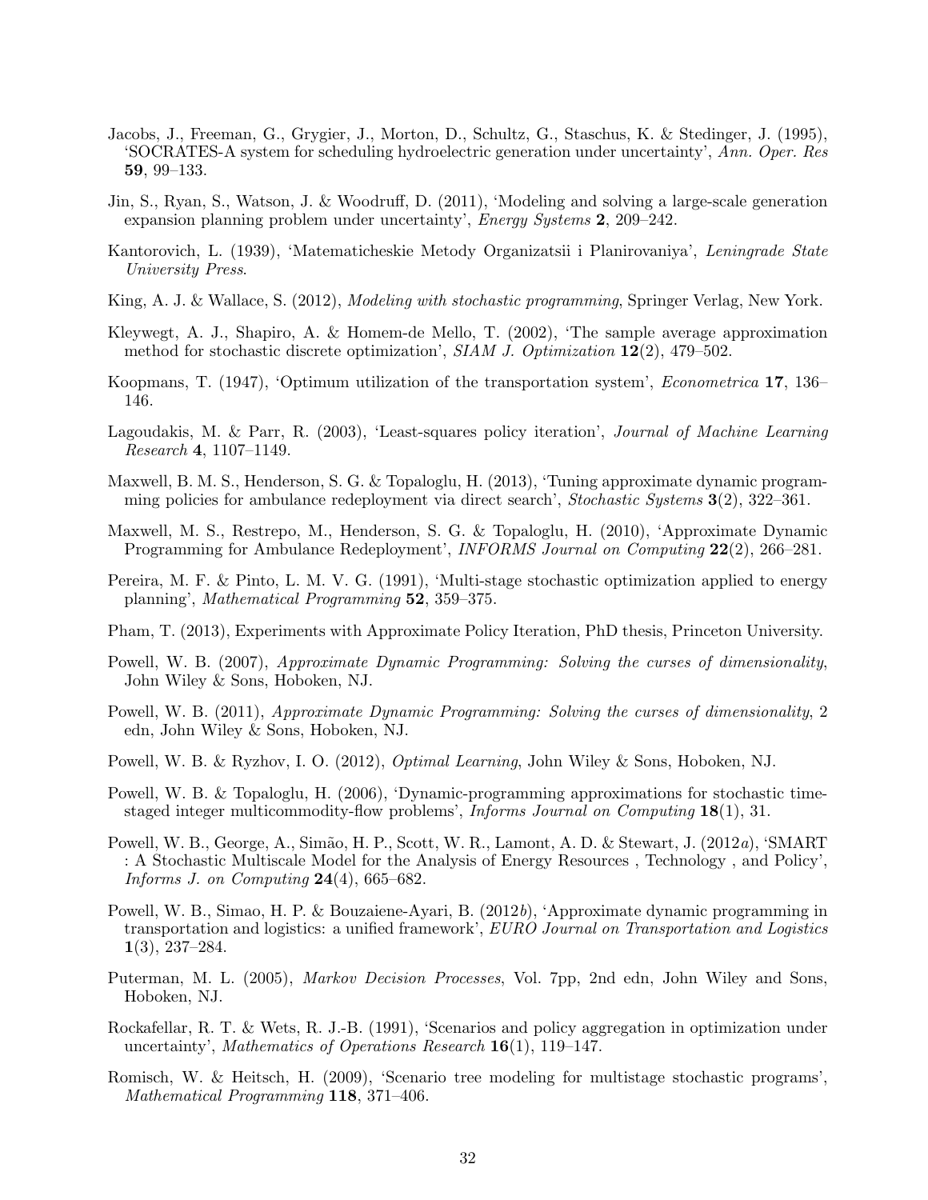Jacobs, J., Freeman, G., Grygier, J., Morton, D., Schultz, G., Staschus, K. & Stedinger, J. (1995), 'SOCRATES-A system for scheduling hydroelectric generation under uncertainty', *Ann. Oper. Res* **59**, 99–133.

Jin, S., Ryan, S., Watson, J. & Woodruff, D. (2011), 'Modeling and solving a large-scale generation expansion planning problem under uncertainty', *Energy Systems* **2**, 209–242.

Kantorovich, L. (1939), 'Matematicheskie Metody Organizatsii i Planirovaniya', *Leningrade State University Press*.

King, A. J. & Wallace, S. (2012), *Modeling with stochastic programming*, Springer Verlag, New York.

Kleywegt, A. J., Shapiro, A. & Homem-de Mello, T. (2002), 'The sample average approximation method for stochastic discrete optimization', *SIAM J. Optimization* **12**(2), 479–502.

Koopmans, T. (1947), 'Optimum utilization of the transportation system', *Econometrica* **17**, 136–146.

Lagoudakis, M. & Parr, R. (2003), 'Least-squares policy iteration', *Journal of Machine Learning Research* **4**, 1107–1149.

Maxwell, B. M. S., Henderson, S. G. & Topaloglu, H. (2013), 'Tuning approximate dynamic programming policies for ambulance redeployment via direct search', *Stochastic Systems* **3**(2), 322–361.

Maxwell, M. S., Restrepo, M., Henderson, S. G. & Topaloglu, H. (2010), 'Approximate Dynamic Programming for Ambulance Redeployment', *INFORMS Journal on Computing* **22**(2), 266–281.

Pereira, M. F. & Pinto, L. M. V. G. (1991), 'Multi-stage stochastic optimization applied to energy planning', *Mathematical Programming* **52**, 359–375.

Pham, T. (2013), Experiments with Approximate Policy Iteration, PhD thesis, Princeton University.

Powell, W. B. (2007), *Approximate Dynamic Programming: Solving the curses of dimensionality*, John Wiley & Sons, Hoboken, NJ.

Powell, W. B. (2011), *Approximate Dynamic Programming: Solving the curses of dimensionality*, 2 edn, John Wiley & Sons, Hoboken, NJ.

Powell, W. B. & Ryzhov, I. O. (2012), *Optimal Learning*, John Wiley & Sons, Hoboken, NJ.

Powell, W. B. & Topaloglu, H. (2006), 'Dynamic-programming approximations for stochastic time-staged integer multicommodity-flow problems', *Informs Journal on Computing* **18**(1), 31.

Powell, W. B., George, A., Simão, H. P., Scott, W. R., Lamont, A. D. & Stewart, J. (2012*a*), 'SMART : A Stochastic Multiscale Model for the Analysis of Energy Resources , Technology , and Policy', *Informs J. on Computing* **24**(4), 665–682.

Powell, W. B., Simao, H. P. & Bouzaiene-Ayari, B. (2012*b*), 'Approximate dynamic programming in transportation and logistics: a unified framework', *EURO Journal on Transportation and Logistics* **1**(3), 237–284.

Puterman, M. L. (2005), *Markov Decision Processes*, Vol. 7pp, 2nd edn, John Wiley and Sons, Hoboken, NJ.

Rockafellar, R. T. & Wets, R. J.-B. (1991), 'Scenarios and policy aggregation in optimization under uncertainty', *Mathematics of Operations Research* **16**(1), 119–147.

Romisch, W. & Heitsch, H. (2009), 'Scenario tree modeling for multistage stochastic programs', *Mathematical Programming* **118**, 371–406.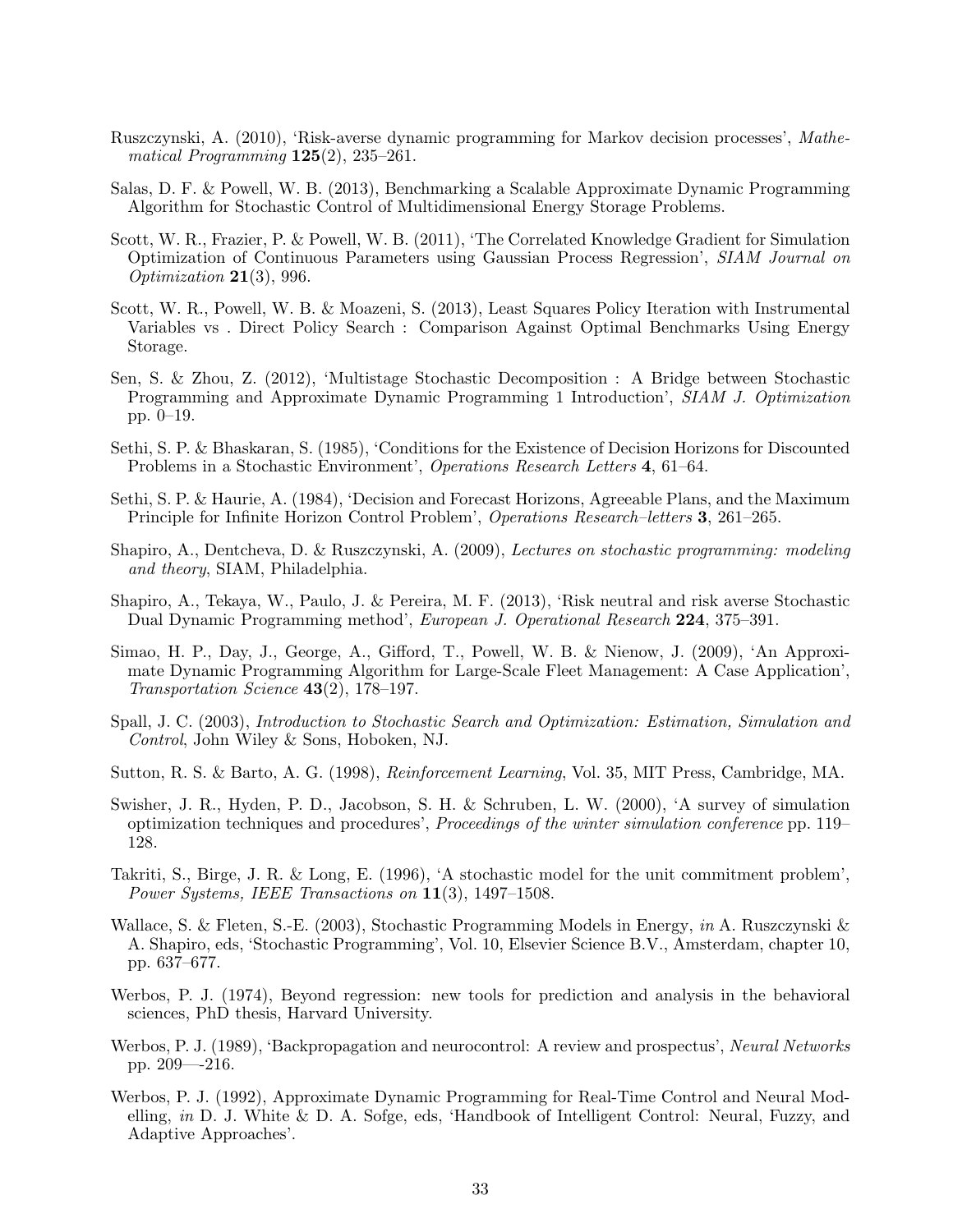Ruszczynski, A. (2010), 'Risk-averse dynamic programming for Markov decision processes', *Mathematical Programming* **125**(2), 235–261.

Salas, D. F. & Powell, W. B. (2013), Benchmarking a Scalable Approximate Dynamic Programming Algorithm for Stochastic Control of Multidimensional Energy Storage Problems.

Scott, W. R., Frazier, P. & Powell, W. B. (2011), 'The Correlated Knowledge Gradient for Simulation Optimization of Continuous Parameters using Gaussian Process Regression', *SIAM Journal on Optimization* **21**(3), 996.

Scott, W. R., Powell, W. B. & Moazeni, S. (2013), Least Squares Policy Iteration with Instrumental Variables vs . Direct Policy Search : Comparison Against Optimal Benchmarks Using Energy Storage.

Sen, S. & Zhou, Z. (2012), 'Multistage Stochastic Decomposition : A Bridge between Stochastic Programming and Approximate Dynamic Programming 1 Introduction', *SIAM J. Optimization* pp. 0–19.

Sethi, S. P. & Bhaskaran, S. (1985), 'Conditions for the Existence of Decision Horizons for Discounted Problems in a Stochastic Environment', *Operations Research Letters* **4**, 61–64.

Sethi, S. P. & Haurie, A. (1984), 'Decision and Forecast Horizons, Agreeable Plans, and the Maximum Principle for Infinite Horizon Control Problem', *Operations Research–letters* **3**, 261–265.

Shapiro, A., Dentcheva, D. & Ruszczynski, A. (2009), *Lectures on stochastic programming: modeling and theory*, SIAM, Philadelphia.

Shapiro, A., Tekaya, W., Paulo, J. & Pereira, M. F. (2013), 'Risk neutral and risk averse Stochastic Dual Dynamic Programming method', *European J. Operational Research* **224**, 375–391.

Simao, H. P., Day, J., George, A., Gifford, T., Powell, W. B. & Nienow, J. (2009), 'An Approximate Dynamic Programming Algorithm for Large-Scale Fleet Management: A Case Application', *Transportation Science* **43**(2), 178–197.

Spall, J. C. (2003), *Introduction to Stochastic Search and Optimization: Estimation, Simulation and Control*, John Wiley & Sons, Hoboken, NJ.

Sutton, R. S. & Barto, A. G. (1998), *Reinforcement Learning*, Vol. 35, MIT Press, Cambridge, MA.

Swisher, J. R., Hyden, P. D., Jacobson, S. H. & Schruben, L. W. (2000), 'A survey of simulation optimization techniques and procedures', *Proceedings of the winter simulation conference* pp. 119–128.

Takriti, S., Birge, J. R. & Long, E. (1996), 'A stochastic model for the unit commitment problem', *Power Systems, IEEE Transactions on* **11**(3), 1497–1508.

Wallace, S. & Fleten, S.-E. (2003), Stochastic Programming Models in Energy, *in* A. Ruszczynski & A. Shapiro, eds, 'Stochastic Programming', Vol. 10, Elsevier Science B.V., Amsterdam, chapter 10, pp. 637–677.

Werbos, P. J. (1974), Beyond regression: new tools for prediction and analysis in the behavioral sciences, PhD thesis, Harvard University.

Werbos, P. J. (1989), 'Backpropagation and neurocontrol: A review and prospectus', *Neural Networks* pp. 209—-216.

Werbos, P. J. (1992), Approximate Dynamic Programming for Real-Time Control and Neural Modelling, *in* D. J. White & D. A. Sofge, eds, 'Handbook of Intelligent Control: Neural, Fuzzy, and Adaptive Approaches'.